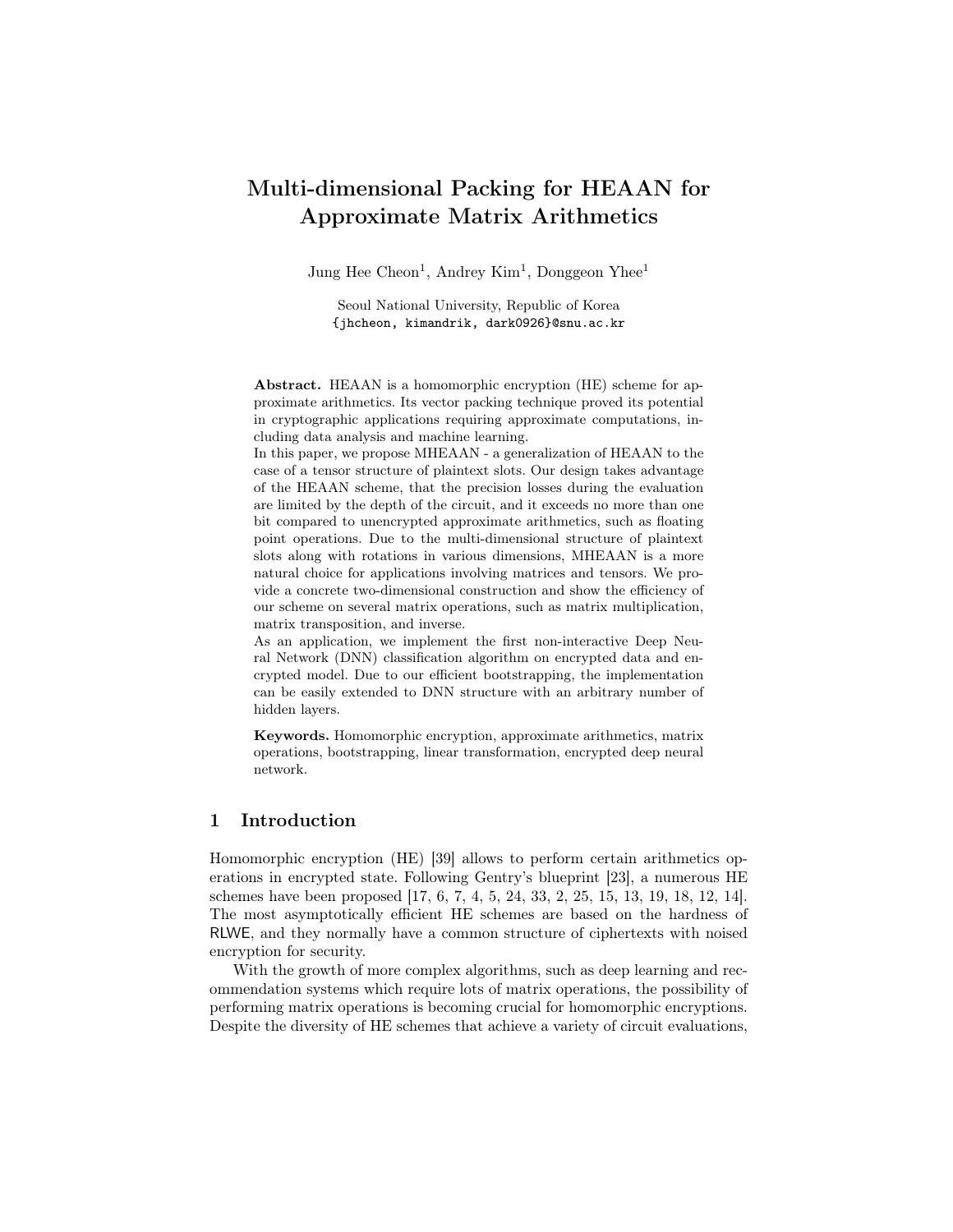# Multi-dimensional Packing for HEAAN for Approximate Matrix Arithmetics

Jung Hee Cheon[1], Andrey Kim[1], Donggeon Yhee[1]

Seoul National University, Republic of Korea
{jhcheon, kimandrik, dark0926}@snu.ac.kr

**Abstract.** HEAAN is a homomorphic encryption (HE) scheme for approximate arithmetics. Its vector packing technique proved its potential in cryptographic applications requiring approximate computations, including data analysis and machine learning.
In this paper, we propose MHEAAN - a generalization of HEAAN to the case of a tensor structure of plaintext slots. Our design takes advantage of the HEAAN scheme, that the precision losses during the evaluation are limited by the depth of the circuit, and it exceeds no more than one bit compared to unencrypted approximate arithmetics, such as floating point operations. Due to the multi-dimensional structure of plaintext slots along with rotations in various dimensions, MHEAAN is a more natural choice for applications involving matrices and tensors. We provide a concrete two-dimensional construction and show the efficiency of our scheme on several matrix operations, such as matrix multiplication, matrix transposition, and inverse.
As an application, we implement the first non-interactive Deep Neural Network (DNN) classification algorithm on encrypted data and encrypted model. Due to our efficient bootstrapping, the implementation can be easily extended to DNN structure with an arbitrary number of hidden layers.

**Keywords.** Homomorphic encryption, approximate arithmetics, matrix operations, bootstrapping, linear transformation, encrypted deep neural network.

## 1 Introduction

Homomorphic encryption (HE) [39] allows to perform certain arithmetics operations in encrypted state. Following Gentry's blueprint [23], a numerous HE schemes have been proposed [17, 6, 7, 4, 5, 24, 33, 2, 25, 15, 13, 19, 18, 12, 14]. The most asymptotically efficient HE schemes are based on the hardness of RLWE, and they normally have a common structure of ciphertexts with noised encryption for security.

With the growth of more complex algorithms, such as deep learning and recommendation systems which require lots of matrix operations, the possibility of performing matrix operations is becoming crucial for homomorphic encryptions. Despite the diversity of HE schemes that achieve a variety of circuit evaluations,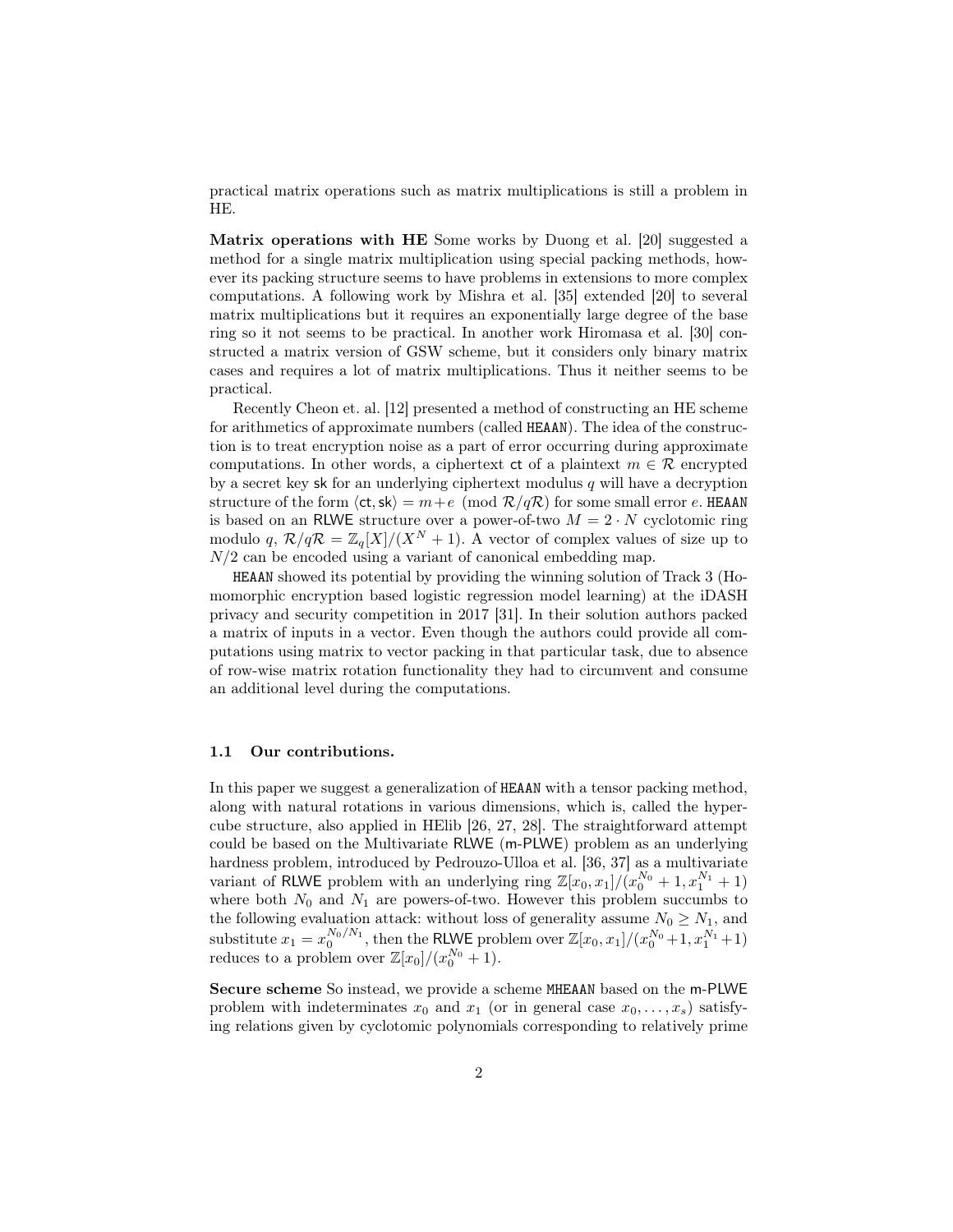practical matrix operations such as matrix multiplications is still a problem in HE.

**Matrix operations with HE** Some works by Duong et al. [20] suggested a method for a single matrix multiplication using special packing methods, however its packing structure seems to have problems in extensions to more complex computations. A following work by Mishra et al. [35] extended [20] to several matrix multiplications but it requires an exponentially large degree of the base ring so it not seems to be practical. In another work Hiromasa et al. [30] constructed a matrix version of GSW scheme, but it considers only binary matrix cases and requires a lot of matrix multiplications. Thus it neither seems to be practical.

Recently Cheon et. al. [12] presented a method of constructing an HE scheme for arithmetics of approximate numbers (called HEAAN). The idea of the construction is to treat encryption noise as a part of error occurring during approximate computations. In other words, a ciphertext $\mathsf{ct}$ of a plaintext $m \in \mathcal{R}$ encrypted by a secret key $\mathsf{sk}$ for an underlying ciphertext modulus $q$ will have a decryption structure of the form $\langle \mathsf{ct}, \mathsf{sk} \rangle = m + e \pmod{\mathcal{R}/q\mathcal{R}}$ for some small error $e$. HEAAN is based on an RLWE structure over a power-of-two $M = 2 \cdot N$ cyclotomic ring modulo $q$, $\mathcal{R}/q\mathcal{R} = \mathbb{Z}_q[X]/(X^N + 1)$. A vector of complex values of size up to $N/2$ can be encoded using a variant of canonical embedding map.

HEAAN showed its potential by providing the winning solution of Track 3 (Homomorphic encryption based logistic regression model learning) at the iDASH privacy and security competition in 2017 [31]. In their solution authors packed a matrix of inputs in a vector. Even though the authors could provide all computations using matrix to vector packing in that particular task, due to absence of row-wise matrix rotation functionality they had to circumvent and consume an additional level during the computations.

### 1.1 Our contributions.

In this paper we suggest a generalization of HEAAN with a tensor packing method, along with natural rotations in various dimensions, which is, called the hypercube structure, also applied in HElib [26, 27, 28]. The straightforward attempt could be based on the Multivariate RLWE (m-PLWE) problem as an underlying hardness problem, introduced by Pedrouzo-Ulloa et al. [36, 37] as a multivariate variant of RLWE problem with an underlying ring $\mathbb{Z}[x_0, x_1]/(x_0^{N_0} + 1, x_1^{N_1} + 1)$ where both $N_0$ and $N_1$ are powers-of-two. However this problem succumbs to the following evaluation attack: without loss of generality assume $N_0 \geq N_1$, and substitute $x_1 = x_0^{N_0/N_1}$, then the RLWE problem over $\mathbb{Z}[x_0, x_1]/(x_0^{N_0} + 1, x_1^{N_1} + 1)$ reduces to a problem over $\mathbb{Z}[x_0]/(x_0^{N_0} + 1)$.

**Secure scheme** So instead, we provide a scheme MHEAAN based on the m-PLWE problem with indeterminates $x_0$ and $x_1$ (or in general case $x_0, \ldots, x_s$) satisfying relations given by cyclotomic polynomials corresponding to relatively prime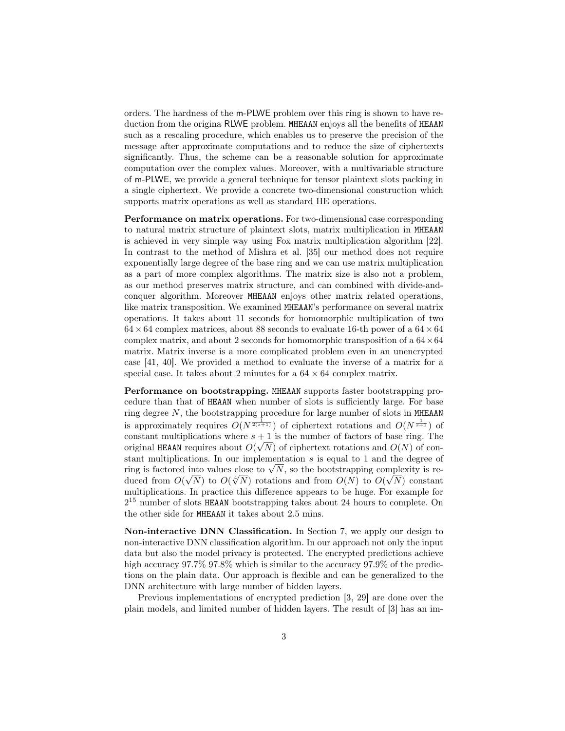orders. The hardness of the m-PLWE problem over this ring is shown to have reduction from the origina RLWE problem. MHEAAN enjoys all the benefits of HEAAN such as a rescaling procedure, which enables us to preserve the precision of the message after approximate computations and to reduce the size of ciphertexts significantly. Thus, the scheme can be a reasonable solution for approximate computation over the complex values. Moreover, with a multivariable structure of m-PLWE, we provide a general technique for tensor plaintext slots packing in a single ciphertext. We provide a concrete two-dimensional construction which supports matrix operations as well as standard HE operations.

**Performance on matrix operations.** For two-dimensional case corresponding to natural matrix structure of plaintext slots, matrix multiplication in MHEAAN is achieved in very simple way using Fox matrix multiplication algorithm [22]. In contrast to the method of Mishra et al. [35] our method does not require exponentially large degree of the base ring and we can use matrix multiplication as a part of more complex algorithms. The matrix size is also not a problem, as our method preserves matrix structure, and can combined with divide-and-conquer algorithm. Moreover MHEAAN enjoys other matrix related operations, like matrix transposition. We examined MHEAAN's performance on several matrix operations. It takes about 11 seconds for homomorphic multiplication of two $64 \times 64$ complex matrices, about 88 seconds to evaluate 16-th power of a $64 \times 64$ complex matrix, and about 2 seconds for homomorphic transposition of a $64 \times 64$ matrix. Matrix inverse is a more complicated problem even in an unencrypted case [41, 40]. We provided a method to evaluate the inverse of a matrix for a special case. It takes about 2 minutes for a $64 \times 64$ complex matrix.

**Performance on bootstrapping.** MHEAAN supports faster bootstrapping procedure than that of HEAAN when number of slots is sufficiently large. For base ring degree $N$, the bootstrapping procedure for large number of slots in MHEAAN is approximately requires $O(N^{\frac{1}{2(s+1)}})$ of ciphertext rotations and $O(N^{\frac{1}{s+1}})$ of constant multiplications where $s+1$ is the number of factors of base ring. The original HEAAN requires about $O(\sqrt{N})$ of ciphertext rotations and $O(N)$ of constant multiplications. In our implementation $s$ is equal to 1 and the degree of ring is factored into values close to $\sqrt{N}$, so the bootstrapping complexity is reduced from $O(\sqrt{N})$ to $O(\sqrt[4]{N})$ rotations and from $O(N)$ to $O(\sqrt{N})$ constant multiplications. In practice this difference appears to be huge. For example for $2^{15}$ number of slots HEAAN bootstrapping takes about 24 hours to complete. On the other side for MHEAAN it takes about 2.5 mins.

**Non-interactive DNN Classification.** In Section 7, we apply our design to non-interactive DNN classification algorithm. In our approach not only the input data but also the model privacy is protected. The encrypted predictions achieve high accuracy 97.7% 97.8% which is similar to the accuracy 97.9% of the predictions on the plain data. Our approach is flexible and can be generalized to the DNN architecture with large number of hidden layers.

Previous implementations of encrypted prediction [3, 29] are done over the plain models, and limited number of hidden layers. The result of [3] has an im-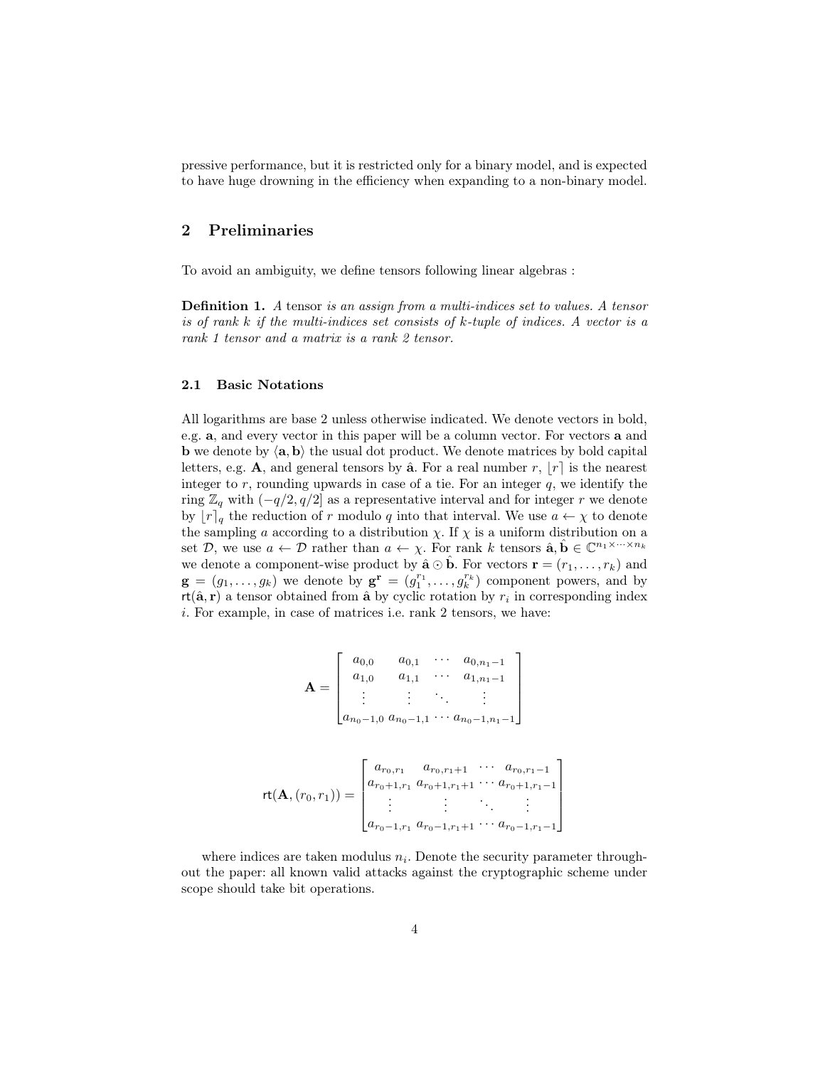pressive performance, but it is restricted only for a binary model, and is expected to have huge drowning in the efficiency when expanding to a non-binary model.

## 2 Preliminaries

To avoid an ambiguity, we define tensors following linear algebras :

**Definition 1.** *A* tensor *is an assign from a multi-indices set to values. A tensor is of rank k if the multi-indices set consists of k-tuple of indices. A vector is a rank 1 tensor and a matrix is a rank 2 tensor.*

### 2.1 Basic Notations

All logarithms are base 2 unless otherwise indicated. We denote vectors in bold, e.g. $\mathbf{a}$, and every vector in this paper will be a column vector. For vectors $\mathbf{a}$ and $\mathbf{b}$ we denote by $\langle \mathbf{a}, \mathbf{b} \rangle$ the usual dot product. We denote matrices by bold capital letters, e.g. $\mathbf{A}$, and general tensors by $\hat{\mathbf{a}}$. For a real number $r$, $\lfloor r \rceil$ is the nearest integer to $r$, rounding upwards in case of a tie. For an integer $q$, we identify the ring $\mathbb{Z}_q$ with $(-q/2, q/2]$ as a representative interval and for integer $r$ we denote by $\lfloor r \rceil_q$ the reduction of $r$ modulo $q$ into that interval. We use $a \leftarrow \chi$ to denote the sampling $a$ according to a distribution $\chi$. If $\chi$ is a uniform distribution on a set $\mathcal{D}$, we use $a \leftarrow \mathcal{D}$ rather than $a \leftarrow \chi$. For rank $k$ tensors $\hat{\mathbf{a}}, \hat{\mathbf{b}} \in \mathbb{C}^{n_1 \times \cdots \times n_k}$ we denote a component-wise product by $\hat{\mathbf{a}} \odot \hat{\mathbf{b}}$. For vectors $\mathbf{r} = (r_1, \ldots, r_k)$ and $\mathbf{g} = (g_1, \ldots, g_k)$ we denote by $\mathbf{g}^{\mathbf{r}} = (g_1^{r_1}, \ldots, g_k^{r_k})$ component powers, and by $\mathsf{rt}(\hat{\mathbf{a}}, \mathbf{r})$ a tensor obtained from $\hat{\mathbf{a}}$ by cyclic rotation by $r_i$ in corresponding index $i$. For example, in case of matrices i.e. rank 2 tensors, we have:

$$\mathbf{A} = \begin{bmatrix} a_{0,0} & a_{0,1} & \cdots & a_{0,n_1-1} \\ a_{1,0} & a_{1,1} & \cdots & a_{1,n_1-1} \\ \vdots & \vdots & \ddots & \vdots \\ a_{n_0-1,0} & a_{n_0-1,1} & \cdots & a_{n_0-1,n_1-1} \end{bmatrix}$$

$$\mathsf{rt}(\mathbf{A}, (r_0, r_1)) = \begin{bmatrix} a_{r_0,r_1} & a_{r_0,r_1+1} & \cdots & a_{r_0,r_1-1} \\ a_{r_0+1,r_1} & a_{r_0+1,r_1+1} & \cdots & a_{r_0+1,r_1-1} \\ \vdots & \vdots & \ddots & \vdots \\ a_{r_0-1,r_1} & a_{r_0-1,r_1+1} & \cdots & a_{r_0-1,r_1-1} \end{bmatrix}$$

where indices are taken modulus $n_i$. Denote the security parameter throughout the paper: all known valid attacks against the cryptographic scheme under scope should take bit operations.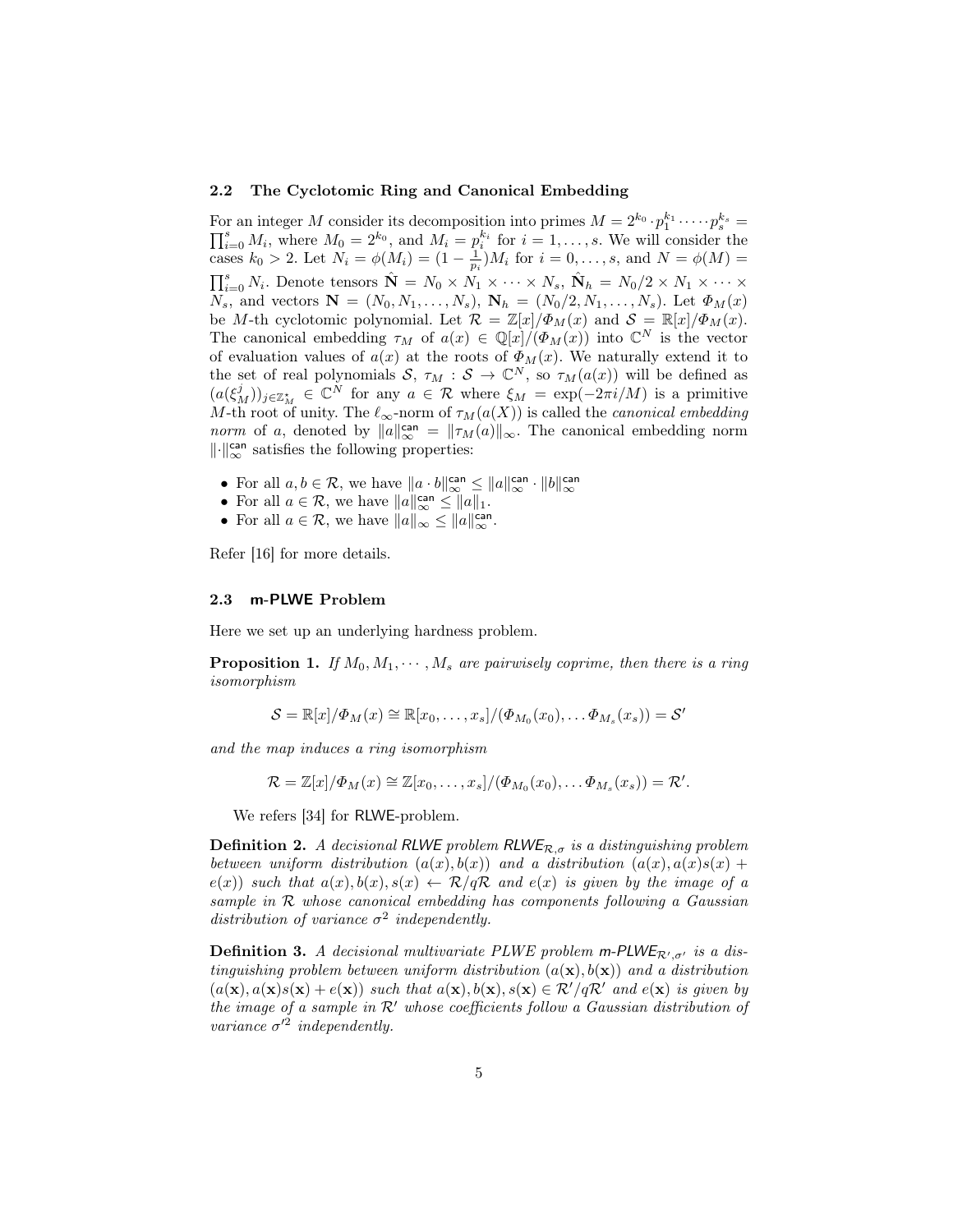### 2.2 The Cyclotomic Ring and Canonical Embedding

For an integer $M$ consider its decomposition into primes $M = 2^{k_0} \cdot p_1^{k_1} \cdot \dots \cdot p_s^{k_s} = \prod_{i=0}^{s} M_i$, where $M_0 = 2^{k_0}$, and $M_i = p_i^{k_i}$ for $i = 1, \dots, s$. We will consider the cases $k_0 > 2$. Let $N_i = \phi(M_i) = (1 - \frac{1}{p_i})M_i$ for $i = 0, \dots, s$, and $N = \phi(M) = \prod_{i=0}^{s} N_i$. Denote tensors $\hat{\mathbf{N}} = N_0 \times N_1 \times \dots \times N_s$, $\hat{\mathbf{N}}_h = N_0/2 \times N_1 \times \dots \times N_s$, and vectors $\mathbf{N} = (N_0, N_1, \dots, N_s)$, $\mathbf{N}_h = (N_0/2, N_1, \dots, N_s)$. Let $\Phi_M(x)$ be $M$-th cyclotomic polynomial. Let $\mathcal{R} = \mathbb{Z}[x]/\Phi_M(x)$ and $\mathcal{S} = \mathbb{R}[x]/\Phi_M(x)$. The canonical embedding $\tau_M$ of $a(x) \in \mathbb{Q}[x]/(\Phi_M(x))$ into $\mathbb{C}^N$ is the vector of evaluation values of $a(x)$ at the roots of $\Phi_M(x)$. We naturally extend it to the set of real polynomials $\mathcal{S}$, $\tau_M : \mathcal{S} \to \mathbb{C}^N$, so $\tau_M(a(x))$ will be defined as $(a(\xi_M^j))_{j \in \mathbb{Z}_M^*} \in \mathbb{C}^N$ for any $a \in \mathcal{R}$ where $\xi_M = \exp(-2\pi i/M)$ is a primitive $M$-th root of unity. The $\ell_\infty$-norm of $\tau_M(a(X))$ is called the *canonical embedding norm* of $a$, denoted by $\|a\|_\infty^{\mathsf{can}} = \|\tau_M(a)\|_\infty$. The canonical embedding norm $\|\cdot\|_\infty^{\mathsf{can}}$ satisfies the following properties:

- For all $a, b \in \mathcal{R}$, we have $\|a \cdot b\|_\infty^{\mathsf{can}} \le \|a\|_\infty^{\mathsf{can}} \cdot \|b\|_\infty^{\mathsf{can}}$
- For all $a \in \mathcal{R}$, we have $\|a\|_\infty^{\mathsf{can}} \le \|a\|_1$.
- For all $a \in \mathcal{R}$, we have $\|a\|_\infty \le \|a\|_\infty^{\mathsf{can}}$.

Refer [16] for more details.

### 2.3 m-PLWE Problem

Here we set up an underlying hardness problem.

**Proposition 1.** *If $M_0, M_1, \cdots, M_s$ are pairwisely coprime, then there is a ring isomorphism*

$$\mathcal{S} = \mathbb{R}[x]/\Phi_M(x) \cong \mathbb{R}[x_0, \dots, x_s]/(\Phi_{M_0}(x_0), \dots \Phi_{M_s}(x_s)) = \mathcal{S}'$$

*and the map induces a ring isomorphism*

$$\mathcal{R} = \mathbb{Z}[x]/\Phi_M(x) \cong \mathbb{Z}[x_0, \dots, x_s]/(\Phi_{M_0}(x_0), \dots \Phi_{M_s}(x_s)) = \mathcal{R}'.$$

We refers [34] for RLWE-problem.

**Definition 2.** *A decisional RLWE problem $\mathsf{RLWE}_{\mathcal{R},\sigma}$ is a distinguishing problem between uniform distribution $(a(x), b(x))$ and a distribution $(a(x), a(x)s(x) + e(x))$ such that $a(x), b(x), s(x) \leftarrow \mathcal{R}/q\mathcal{R}$ and $e(x)$ is given by the image of a sample in $\mathcal{R}$ whose canonical embedding has components following a Gaussian distribution of variance $\sigma^2$ independently.*

**Definition 3.** *A decisional multivariate PLWE problem $\mathsf{m\text{-}PLWE}_{\mathcal{R}',\sigma'}$ is a distinguishing problem between uniform distribution $(a(\mathbf{x}), b(\mathbf{x}))$ and a distribution $(a(\mathbf{x}), a(\mathbf{x})s(\mathbf{x}) + e(\mathbf{x}))$ such that $a(\mathbf{x}), b(\mathbf{x}), s(\mathbf{x}) \in \mathcal{R}'/q\mathcal{R}'$ and $e(\mathbf{x})$ is given by the image of a sample in $\mathcal{R}'$ whose coefficients follow a Gaussian distribution of variance $\sigma'^2$ independently.*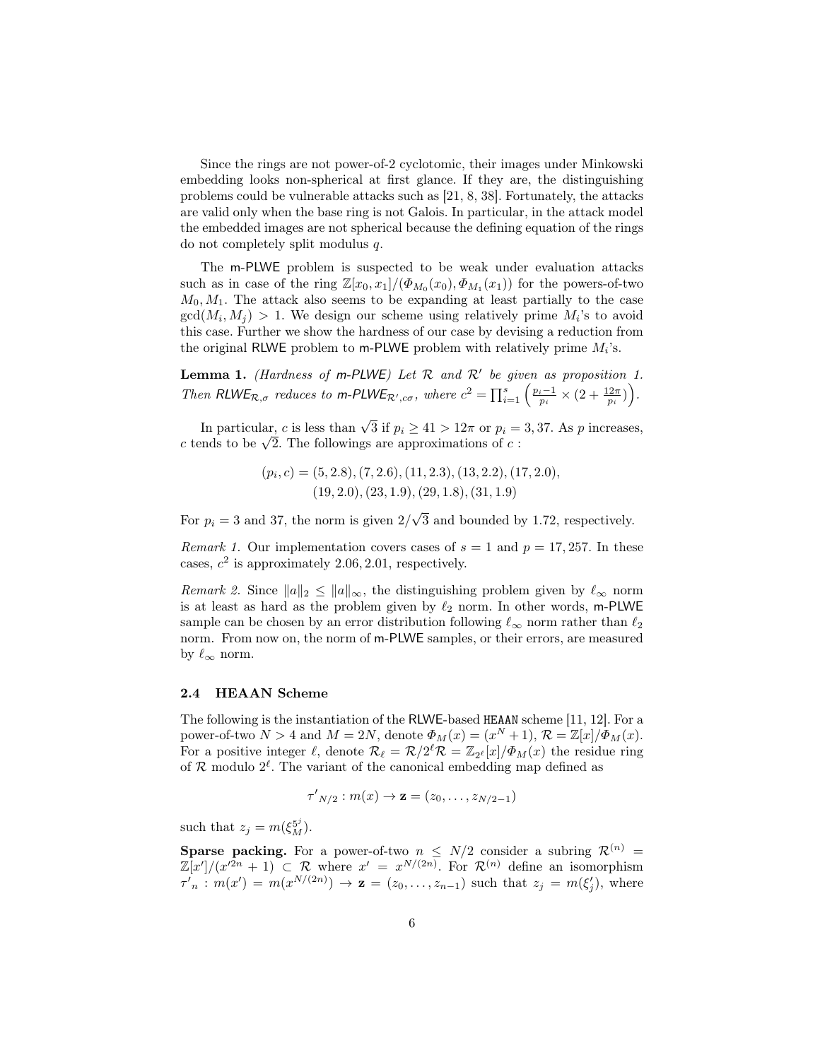Since the rings are not power-of-2 cyclotomic, their images under Minkowski embedding looks non-spherical at first glance. If they are, the distinguishing problems could be vulnerable attacks such as [21, 8, 38]. Fortunately, the attacks are valid only when the base ring is not Galois. In particular, in the attack model the embedded images are not spherical because the defining equation of the rings do not completely split modulus $q$.

The m-PLWE problem is suspected to be weak under evaluation attacks such as in case of the ring $\mathbb{Z}[x_0, x_1]/(\Phi_{M_0}(x_0), \Phi_{M_1}(x_1))$ for the powers-of-two $M_0, M_1$. The attack also seems to be expanding at least partially to the case $\gcd(M_i, M_j) > 1$. We design our scheme using relatively prime $M_i$'s to avoid this case. Further we show the hardness of our case by devising a reduction from the original RLWE problem to m-PLWE problem with relatively prime $M_i$'s.

**Lemma 1.** *(Hardness of m-PLWE) Let $\mathcal{R}$ and $\mathcal{R}'$ be given as proposition 1. Then $\mathsf{RLWE}_{\mathcal{R},\sigma}$ reduces to $\mathsf{m\text{-}PLWE}_{\mathcal{R}',c\sigma}$, where $c^2 = \prod_{i=1}^{s}\left(\frac{p_i-1}{p_i} \times (2 + \frac{12\pi}{p_i})\right)$.*

In particular, $c$ is less than $\sqrt{3}$ if $p_i \geq 41 > 12\pi$ or $p_i = 3, 37$. As $p$ increases, $c$ tends to be $\sqrt{2}$. The followings are approximations of $c$ :

$$(p_i, c) = (5, 2.8), (7, 2.6), (11, 2.3), (13, 2.2), (17, 2.0),$$
$$(19, 2.0), (23, 1.9), (29, 1.8), (31, 1.9)$$

For $p_i = 3$ and 37, the norm is given $2/\sqrt{3}$ and bounded by 1.72, respectively.

*Remark 1.* Our implementation covers cases of $s = 1$ and $p = 17, 257$. In these cases, $c^2$ is approximately 2.06, 2.01, respectively.

*Remark 2.* Since $\|a\|_2 \leq \|a\|_\infty$, the distinguishing problem given by $\ell_\infty$ norm is at least as hard as the problem given by $\ell_2$ norm. In other words, m-PLWE sample can be chosen by an error distribution following $\ell_\infty$ norm rather than $\ell_2$ norm. From now on, the norm of m-PLWE samples, or their errors, are measured by $\ell_\infty$ norm.

### 2.4 HEAAN Scheme

The following is the instantiation of the RLWE-based HEAAN scheme [11, 12]. For a power-of-two $N > 4$ and $M = 2N$, denote $\Phi_M(x) = (x^N + 1)$, $\mathcal{R} = \mathbb{Z}[x]/\Phi_M(x)$. For a positive integer $\ell$, denote $\mathcal{R}_\ell = \mathcal{R}/2^\ell\mathcal{R} = \mathbb{Z}_{2^\ell}[x]/\Phi_M(x)$ the residue ring of $\mathcal{R}$ modulo $2^\ell$. The variant of the canonical embedding map defined as

$$\tau'_{N/2} : m(x) \rightarrow \mathbf{z} = (z_0, \ldots, z_{N/2-1})$$

such that $z_j = m(\xi_M^{5^j})$.

**Sparse packing.** For a power-of-two $n \leq N/2$ consider a subring $\mathcal{R}^{(n)} = \mathbb{Z}[x']/(x'^{2n} + 1) \subset \mathcal{R}$ where $x' = x^{N/(2n)}$. For $\mathcal{R}^{(n)}$ define an isomorphism $\tau'_n : m(x') = m(x^{N/(2n)}) \rightarrow \mathbf{z} = (z_0, \ldots, z_{n-1})$ such that $z_j = m(\xi'_j)$, where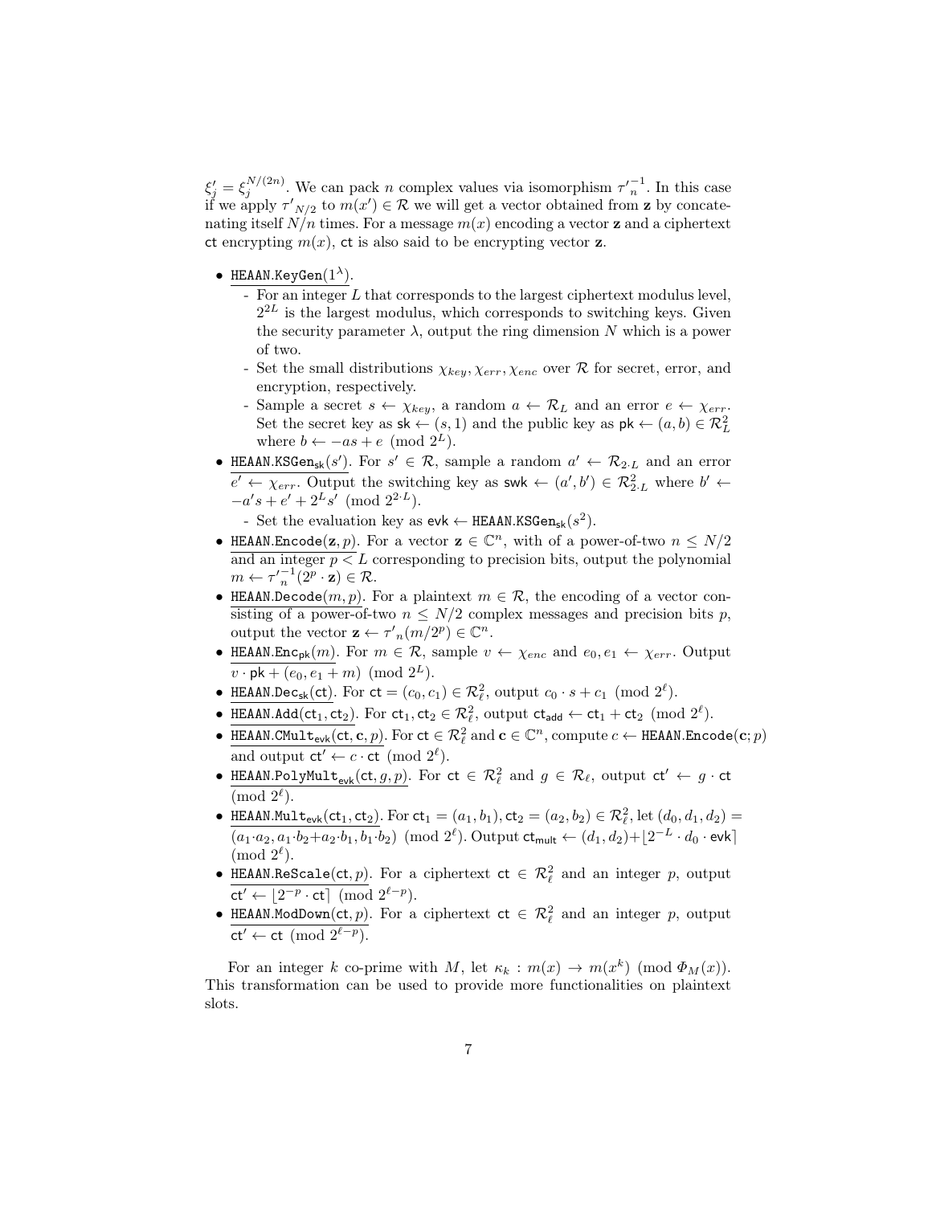$\xi'_j = \xi_j^{N/(2n)}$. We can pack $n$ complex values via isomorphism ${\tau'}_n^{-1}$. In this case if we apply ${\tau'}_{N/2}$ to $m(x') \in \mathcal{R}$ we will get a vector obtained from $\mathbf{z}$ by concatenating itself $N/n$ times. For a message $m(x)$ encoding a vector $\mathbf{z}$ and a ciphertext $\mathsf{ct}$ encrypting $m(x)$, $\mathsf{ct}$ is also said to be encrypting vector $\mathbf{z}$.

- $\underline{\texttt{HEAAN.KeyGen}(1^\lambda)}$.
  - For an integer $L$ that corresponds to the largest ciphertext modulus level, $2^{2L}$ is the largest modulus, which corresponds to switching keys. Given the security parameter $\lambda$, output the ring dimension $N$ which is a power of two.
  - Set the small distributions $\chi_{key}, \chi_{err}, \chi_{enc}$ over $\mathcal{R}$ for secret, error, and encryption, respectively.
  - Sample a secret $s \leftarrow \chi_{key}$, a random $a \leftarrow \mathcal{R}_L$ and an error $e \leftarrow \chi_{err}$. Set the secret key as $\mathsf{sk} \leftarrow (s, 1)$ and the public key as $\mathsf{pk} \leftarrow (a, b) \in \mathcal{R}_L^2$ where $b \leftarrow -as + e \pmod{2^L}$.
- $\underline{\texttt{HEAAN.KSGen}_{\mathsf{sk}}(s')}$. For $s' \in \mathcal{R}$, sample a random $a' \leftarrow \mathcal{R}_{2\cdot L}$ and an error $e' \leftarrow \chi_{err}$. Output the switching key as $\mathsf{swk} \leftarrow (a', b') \in \mathcal{R}_{2\cdot L}^2$ where $b' \leftarrow -a's + e' + 2^L s' \pmod{2^{2\cdot L}}$.
  - Set the evaluation key as $\mathsf{evk} \leftarrow \texttt{HEAAN.KSGen}_{\mathsf{sk}}(s^2)$.
- $\underline{\texttt{HEAAN.Encode}(\mathbf{z}, p)}$. For a vector $\mathbf{z} \in \mathbb{C}^n$, with of a power-of-two $n \leq N/2$ and an integer $p < L$ corresponding to precision bits, output the polynomial $m \leftarrow {\tau'}_n^{-1}(2^p \cdot \mathbf{z}) \in \mathcal{R}$.
- $\underline{\texttt{HEAAN.Decode}(m, p)}$. For a plaintext $m \in \mathcal{R}$, the encoding of a vector consisting of a power-of-two $n \leq N/2$ complex messages and precision bits $p$, output the vector $\mathbf{z} \leftarrow {\tau'}_n(m/2^p) \in \mathbb{C}^n$.
- $\underline{\texttt{HEAAN.Enc}_{\mathsf{pk}}(m)}$. For $m \in \mathcal{R}$, sample $v \leftarrow \chi_{enc}$ and $e_0, e_1 \leftarrow \chi_{err}$. Output $v \cdot \mathsf{pk} + (e_0, e_1 + m) \pmod{2^L}$.
- $\underline{\texttt{HEAAN.Dec}_{\mathsf{sk}}(\mathsf{ct})}$. For $\mathsf{ct} = (c_0, c_1) \in \mathcal{R}_\ell^2$, output $c_0 \cdot s + c_1 \pmod{2^\ell}$.
- $\underline{\texttt{HEAAN.Add}(\mathsf{ct}_1, \mathsf{ct}_2)}$. For $\mathsf{ct}_1, \mathsf{ct}_2 \in \mathcal{R}_\ell^2$, output $\mathsf{ct}_{\mathsf{add}} \leftarrow \mathsf{ct}_1 + \mathsf{ct}_2 \pmod{2^\ell}$.
- $\underline{\texttt{HEAAN.CMult}_{\mathsf{evk}}(\mathsf{ct}, \mathbf{c}, p)}$. For $\mathsf{ct} \in \mathcal{R}_\ell^2$ and $\mathbf{c} \in \mathbb{C}^n$, compute $c \leftarrow \texttt{HEAAN.Encode}(\mathbf{c}; p)$ and output $\mathsf{ct}' \leftarrow c \cdot \mathsf{ct} \pmod{2^\ell}$.
- $\underline{\texttt{HEAAN.PolyMult}_{\mathsf{evk}}(\mathsf{ct}, g, p)}$. For $\mathsf{ct} \in \mathcal{R}_\ell^2$ and $g \in \mathcal{R}_\ell$, output $\mathsf{ct}' \leftarrow g \cdot \mathsf{ct} \pmod{2^\ell}$.
- $\underline{\texttt{HEAAN.Mult}_{\mathsf{evk}}(\mathsf{ct}_1, \mathsf{ct}_2)}$. For $\mathsf{ct}_1 = (a_1, b_1), \mathsf{ct}_2 = (a_2, b_2) \in \mathcal{R}_\ell^2$, let $(d_0, d_1, d_2) = (a_1 \cdot a_2, a_1 \cdot b_2 + a_2 \cdot b_1, b_1 \cdot b_2) \pmod{2^\ell}$. Output $\mathsf{ct}_{\mathsf{mult}} \leftarrow (d_1, d_2) + \lfloor 2^{-L} \cdot d_0 \cdot \mathsf{evk} \rceil \pmod{2^\ell}$.
- $\underline{\texttt{HEAAN.ReScale}(\mathsf{ct}, p)}$. For a ciphertext $\mathsf{ct} \in \mathcal{R}_\ell^2$ and an integer $p$, output $\mathsf{ct}' \leftarrow \lfloor 2^{-p} \cdot \mathsf{ct} \rceil \pmod{2^{\ell - p}}$.
- $\underline{\texttt{HEAAN.ModDown}(\mathsf{ct}, p)}$. For a ciphertext $\mathsf{ct} \in \mathcal{R}_\ell^2$ and an integer $p$, output $\mathsf{ct}' \leftarrow \mathsf{ct} \pmod{2^{\ell - p}}$.

For an integer $k$ co-prime with $M$, let $\kappa_k : m(x) \rightarrow m(x^k) \pmod{\Phi_M(x)}$. This transformation can be used to provide more functionalities on plaintext slots.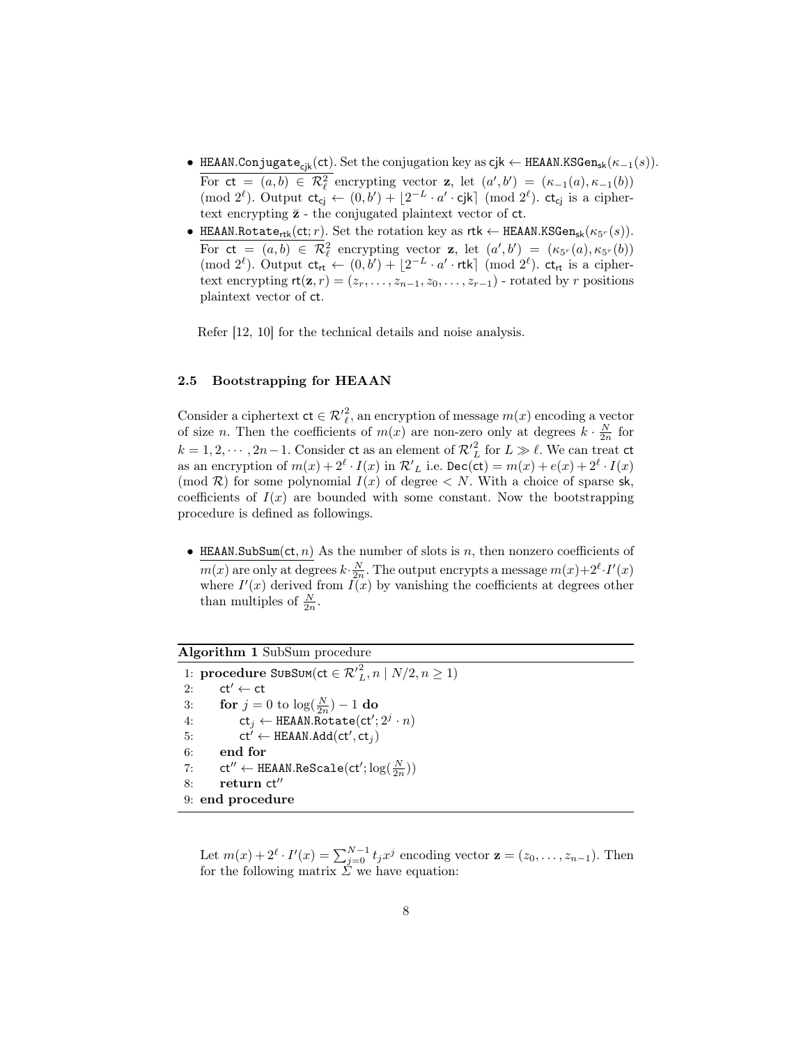- <u>HEAAN.Conjugate$_{\mathsf{cjk}}$(ct)</u>. Set the conjugation key as $\mathsf{cjk} \leftarrow$ HEAAN.KSGen$_{\mathsf{sk}}(\kappa_{-1}(s))$. For $\mathsf{ct} = (a, b) \in \mathcal{R}_\ell^2$ encrypting vector $\mathbf{z}$, let $(a', b') = (\kappa_{-1}(a), \kappa_{-1}(b)) \pmod{2^\ell}$. Output $\mathsf{ct}_{\mathsf{cj}} \leftarrow (0, b') + \lfloor 2^{-L} \cdot a' \cdot \mathsf{cjk} \rceil \pmod{2^\ell}$. $\mathsf{ct}_{\mathsf{cj}}$ is a ciphertext encrypting $\bar{\mathbf{z}}$ - the conjugated plaintext vector of ct.
- <u>HEAAN.Rotate$_{\mathsf{rtk}}$(ct; $r$)</u>. Set the rotation key as $\mathsf{rtk} \leftarrow$ HEAAN.KSGen$_{\mathsf{sk}}(\kappa_{5^r}(s))$. For $\mathsf{ct} = (a, b) \in \mathcal{R}_\ell^2$ encrypting vector $\mathbf{z}$, let $(a', b') = (\kappa_{5^r}(a), \kappa_{5^r}(b)) \pmod{2^\ell}$. Output $\mathsf{ct}_{\mathsf{rt}} \leftarrow (0, b') + \lfloor 2^{-L} \cdot a' \cdot \mathsf{rtk} \rceil \pmod{2^\ell}$. $\mathsf{ct}_{\mathsf{rt}}$ is a ciphertext encrypting $\mathsf{rt}(\mathbf{z}, r) = (z_r, \ldots, z_{n-1}, z_0, \ldots, z_{r-1})$ - rotated by $r$ positions plaintext vector of ct.

Refer [12, 10] for the technical details and noise analysis.

### 2.5 Bootstrapping for HEAAN

Consider a ciphertext $\mathsf{ct} \in \mathcal{R'}_\ell^2$, an encryption of message $m(x)$ encoding a vector of size $n$. Then the coefficients of $m(x)$ are non-zero only at degrees $k \cdot \frac{N}{2n}$ for $k = 1, 2, \cdots, 2n-1$. Consider ct as an element of $\mathcal{R'}_L^2$ for $L \gg \ell$. We can treat ct as an encryption of $m(x) + 2^\ell \cdot I(x)$ in $\mathcal{R'}_L$ i.e. $\mathsf{Dec}(\mathsf{ct}) = m(x) + e(x) + 2^\ell \cdot I(x) \pmod{\mathcal{R}}$ for some polynomial $I(x)$ of degree $< N$. With a choice of sparse sk, coefficients of $I(x)$ are bounded with some constant. Now the bootstrapping procedure is defined as followings.

- <u>HEAAN.SubSum(ct, $n$)</u> As the number of slots is $n$, then nonzero coefficients of $m(x)$ are only at degrees $k \cdot \frac{N}{2n}$. The output encrypts a message $m(x) + 2^\ell \cdot I'(x)$ where $I'(x)$ derived from $I(x)$ by vanishing the coefficients at degrees other than multiples of $\frac{N}{2n}$.

**Algorithm 1** SubSum procedure

```
1: procedure SubSum(ct ∈ R'_L^2, n | N/2, n ≥ 1)
2:     ct' ← ct
3:     for j = 0 to log(N/2n) − 1 do
4:         ct_j ← HEAAN.Rotate(ct'; 2^j · n)
5:         ct' ← HEAAN.Add(ct', ct_j)
6:     end for
7:     ct'' ← HEAAN.ReScale(ct'; log(N/2n))
8:     return ct''
9: end procedure
```

Let $m(x) + 2^\ell \cdot I'(x) = \sum_{j=0}^{N-1} t_j x^j$ encoding vector $\mathbf{z} = (z_0, \ldots, z_{n-1})$. Then for the following matrix $\Sigma$ we have equation: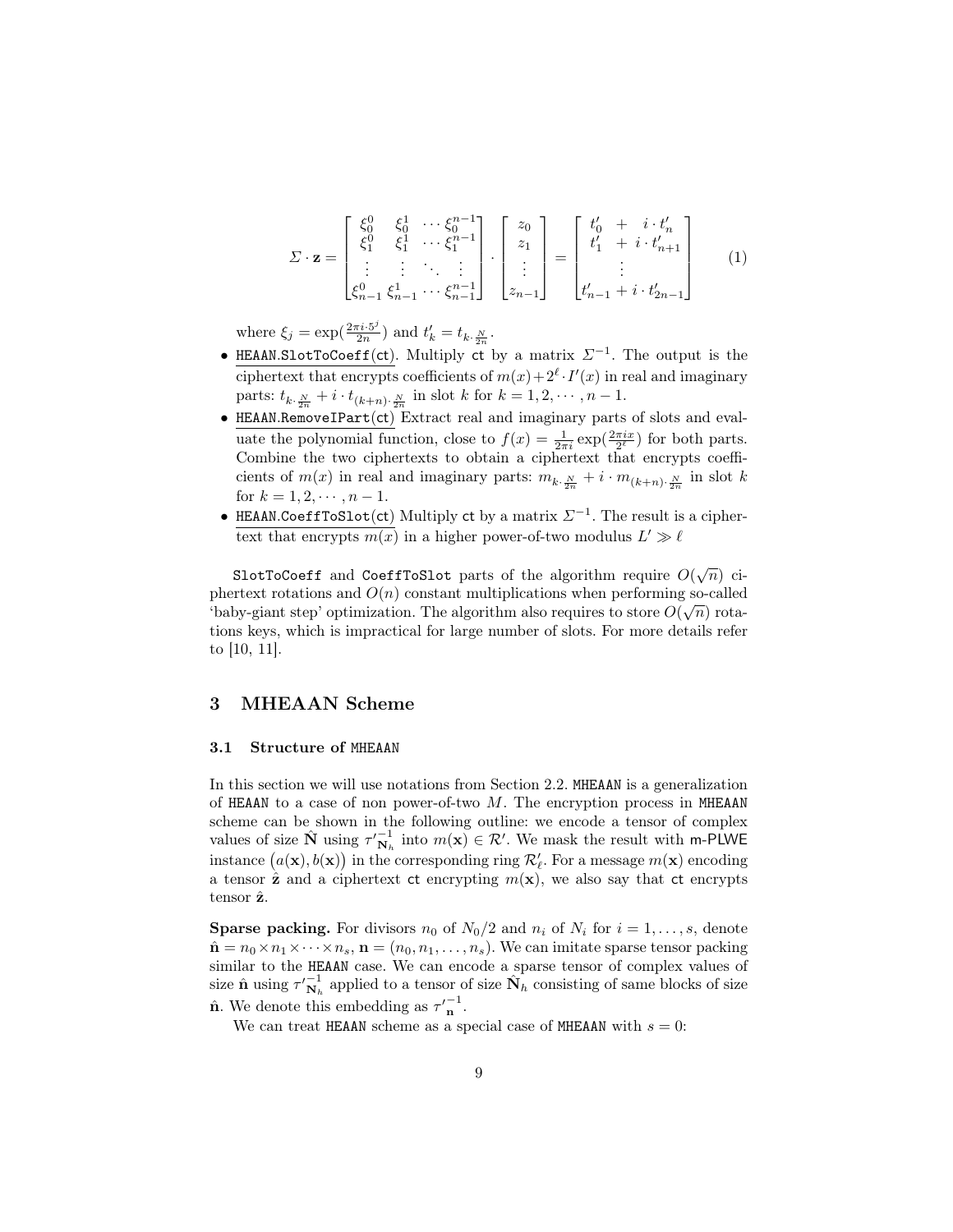$$\Sigma \cdot \mathbf{z} = \begin{bmatrix} \xi_0^0 & \xi_0^1 & \cdots \xi_0^{n-1} \\ \xi_1^0 & \xi_1^1 & \cdots \xi_1^{n-1} \\ \vdots & \vdots & \ddots & \vdots \\ \xi_{n-1}^0 & \xi_{n-1}^1 & \cdots \xi_{n-1}^{n-1} \end{bmatrix} \cdot \begin{bmatrix} z_0 \\ z_1 \\ \vdots \\ z_{n-1} \end{bmatrix} = \begin{bmatrix} t'_0 & + & i \cdot t'_n \\ t'_1 & + & i \cdot t'_{n+1} \\ & \vdots & \\ t'_{n-1} & + & i \cdot t'_{2n-1} \end{bmatrix} \qquad (1)$$

where $\xi_j = \exp(\frac{2\pi i \cdot 5^j}{2n})$ and $t'_k = t_{k \cdot \frac{N}{2n}}$.

- HEAAN.SlotToCoeff(ct). Multiply ct by a matrix $\Sigma^{-1}$. The output is the ciphertext that encrypts coefficients of $m(x) + 2^\ell \cdot I'(x)$ in real and imaginary parts: $t_{k \cdot \frac{N}{2n}} + i \cdot t_{(k+n) \cdot \frac{N}{2n}}$ in slot $k$ for $k = 1, 2, \cdots, n-1$.
- HEAAN.RemoveIPart(ct) Extract real and imaginary parts of slots and evaluate the polynomial function, close to $f(x) = \frac{1}{2\pi i} \exp(\frac{2\pi i x}{2^\ell})$ for both parts. Combine the two ciphertexts to obtain a ciphertext that encrypts coefficients of $m(x)$ in real and imaginary parts: $m_{k \cdot \frac{N}{2n}} + i \cdot m_{(k+n) \cdot \frac{N}{2n}}$ in slot $k$ for $k = 1, 2, \cdots, n-1$.
- HEAAN.CoeffToSlot(ct) Multiply ct by a matrix $\Sigma^{-1}$. The result is a ciphertext that encrypts $m(x)$ in a higher power-of-two modulus $L' \gg \ell$

SlotToCoeff and CoeffToSlot parts of the algorithm require $O(\sqrt{n})$ ciphertext rotations and $O(n)$ constant multiplications when performing so-called 'baby-giant step' optimization. The algorithm also requires to store $O(\sqrt{n})$ rotations keys, which is impractical for large number of slots. For more details refer to [10, 11].

## 3 MHEAAN Scheme

### 3.1 Structure of MHEAAN

In this section we will use notations from Section 2.2. MHEAAN is a generalization of HEAAN to a case of non power-of-two $M$. The encryption process in MHEAAN scheme can be shown in the following outline: we encode a tensor of complex values of size $\hat{\mathbf{N}}$ using $\tau'^{-1}_{\mathbf{N}_h}$ into $m(\mathbf{x}) \in \mathcal{R}'$. We mask the result with m-PLWE instance $(a(\mathbf{x}), b(\mathbf{x}))$ in the corresponding ring $\mathcal{R}'_\ell$. For a message $m(\mathbf{x})$ encoding a tensor $\hat{\mathbf{z}}$ and a ciphertext ct encrypting $m(\mathbf{x})$, we also say that ct encrypts tensor $\hat{\mathbf{z}}$.

**Sparse packing.** For divisors $n_0$ of $N_0/2$ and $n_i$ of $N_i$ for $i = 1, \ldots, s$, denote $\hat{\mathbf{n}} = n_0 \times n_1 \times \cdots \times n_s$, $\mathbf{n} = (n_0, n_1, \ldots, n_s)$. We can imitate sparse tensor packing similar to the HEAAN case. We can encode a sparse tensor of complex values of size $\hat{\mathbf{n}}$ using $\tau'^{-1}_{\mathbf{N}_h}$ applied to a tensor of size $\hat{\mathbf{N}}_h$ consisting of same blocks of size $\hat{\mathbf{n}}$. We denote this embedding as $\tau'^{-1}_{\mathbf{n}}$.

We can treat HEAAN scheme as a special case of MHEAAN with $s = 0$: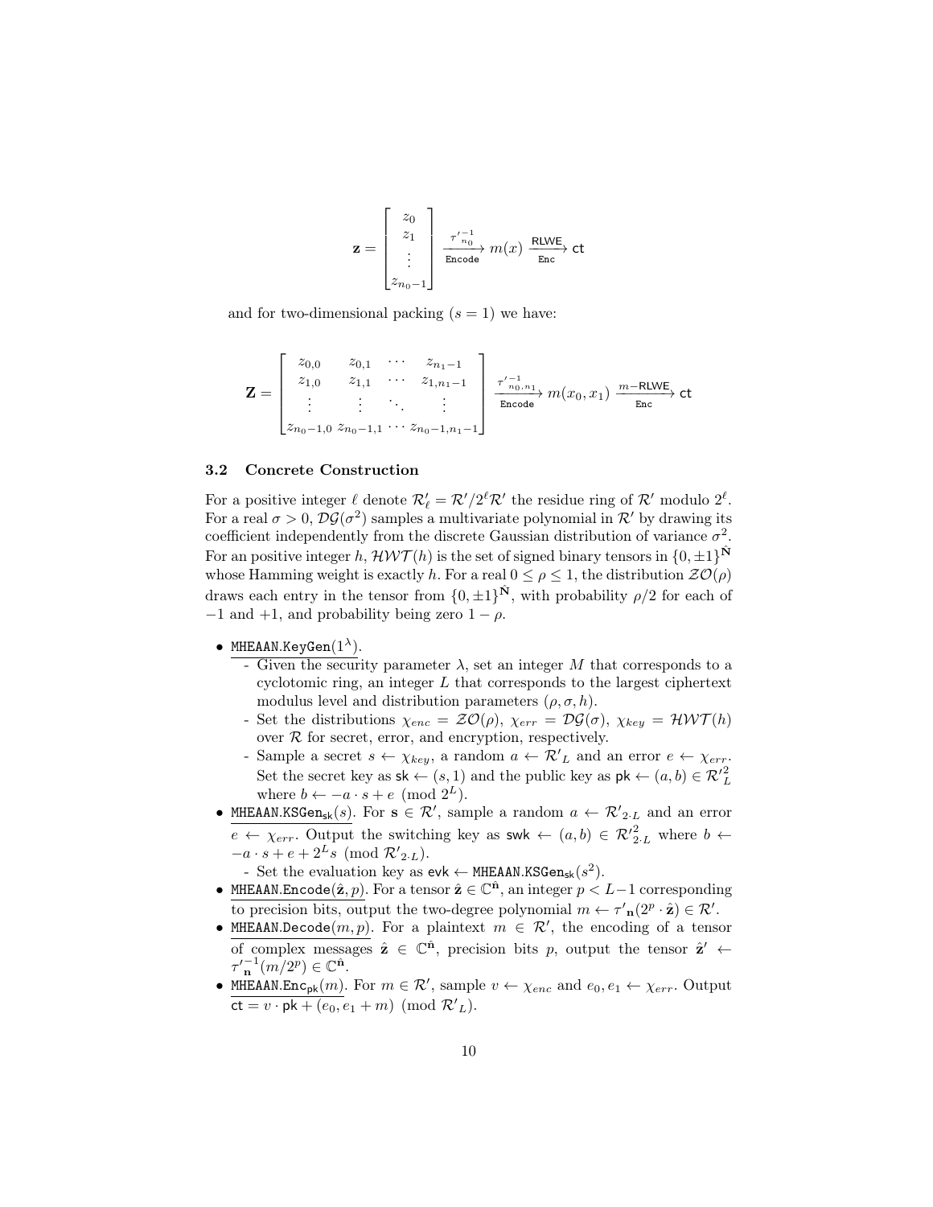$$\mathbf{z} = \begin{bmatrix} z_0 \\ z_1 \\ \vdots \\ z_{n_0-1} \end{bmatrix} \xrightarrow[\texttt{Encode}]{\tau'^{-1}_{n_0}} m(x) \xrightarrow[\texttt{Enc}]{\textsf{RLWE}} \textsf{ct}$$

and for two-dimensional packing ($s = 1$) we have:

$$\mathbf{Z} = \begin{bmatrix} z_{0,0} & z_{0,1} & \cdots & z_{n_1-1} \\ z_{1,0} & z_{1,1} & \cdots & z_{1,n_1-1} \\ \vdots & \vdots & \ddots & \vdots \\ z_{n_0-1,0} & z_{n_0-1,1} & \cdots & z_{n_0-1,n_1-1} \end{bmatrix} \xrightarrow[\texttt{Encode}]{\tau'^{-1}_{n_0,n_1}} m(x_0, x_1) \xrightarrow[\texttt{Enc}]{m-\textsf{RLWE}} \textsf{ct}$$

### 3.2 Concrete Construction

For a positive integer $\ell$ denote $\mathcal{R}'_\ell = \mathcal{R}'/2^\ell\mathcal{R}'$ the residue ring of $\mathcal{R}'$ modulo $2^\ell$. For a real $\sigma > 0$, $\mathcal{DG}(\sigma^2)$ samples a multivariate polynomial in $\mathcal{R}'$ by drawing its coefficient independently from the discrete Gaussian distribution of variance $\sigma^2$. For an positive integer $h$, $\mathcal{HWT}(h)$ is the set of signed binary tensors in $\{0, \pm 1\}^{\hat{\mathbf{N}}}$ whose Hamming weight is exactly $h$. For a real $0 \le \rho \le 1$, the distribution $\mathcal{ZO}(\rho)$ draws each entry in the tensor from $\{0, \pm 1\}^{\hat{\mathbf{N}}}$, with probability $\rho/2$ for each of $-1$ and $+1$, and probability being zero $1 - \rho$.

- $\underline{\texttt{MHEAAN.KeyGen}(1^\lambda)}$.
  - Given the security parameter $\lambda$, set an integer $M$ that corresponds to a cyclotomic ring, an integer $L$ that corresponds to the largest ciphertext modulus level and distribution parameters $(\rho, \sigma, h)$.
  - Set the distributions $\chi_{enc} = \mathcal{ZO}(\rho)$, $\chi_{err} = \mathcal{DG}(\sigma)$, $\chi_{key} = \mathcal{HWT}(h)$ over $\mathcal{R}$ for secret, error, and encryption, respectively.
  - Sample a secret $s \leftarrow \chi_{key}$, a random $a \leftarrow \mathcal{R}'_L$ and an error $e \leftarrow \chi_{err}$. Set the secret key as $\textsf{sk} \leftarrow (s, 1)$ and the public key as $\textsf{pk} \leftarrow (a, b) \in \mathcal{R}'^2_L$ where $b \leftarrow -a \cdot s + e \pmod{2^L}$.
- $\underline{\texttt{MHEAAN.KSGen}_{\textsf{sk}}(s)}$. For $\mathbf{s} \in \mathcal{R}'$, sample a random $a \leftarrow \mathcal{R}'_{2 \cdot L}$ and an error $e \leftarrow \chi_{err}$. Output the switching key as $\textsf{swk} \leftarrow (a, b) \in \mathcal{R}'^2_{2 \cdot L}$ where $b \leftarrow -a \cdot s + e + 2^L s \pmod{\mathcal{R}'_{2 \cdot L}}$.
  - Set the evaluation key as $\textsf{evk} \leftarrow \texttt{MHEAAN.KSGen}_{\textsf{sk}}(s^2)$.
- $\underline{\texttt{MHEAAN.Encode}(\hat{\mathbf{z}}, p)}$. For a tensor $\hat{\mathbf{z}} \in \mathbb{C}^{\hat{\mathbf{n}}}$, an integer $p < L-1$ corresponding to precision bits, output the two-degree polynomial $m \leftarrow \tau'_{\mathbf{n}}(2^p \cdot \hat{\mathbf{z}}) \in \mathcal{R}'$.
- $\underline{\texttt{MHEAAN.Decode}(m, p)}$. For a plaintext $m \in \mathcal{R}'$, the encoding of a tensor of complex messages $\hat{\mathbf{z}} \in \mathbb{C}^{\hat{\mathbf{n}}}$, precision bits $p$, output the tensor $\hat{\mathbf{z}}' \leftarrow \tau'^{-1}_{\mathbf{n}}(m/2^p) \in \mathbb{C}^{\hat{\mathbf{n}}}$.
- $\underline{\texttt{MHEAAN.Enc}_{\textsf{pk}}(m)}$. For $m \in \mathcal{R}'$, sample $v \leftarrow \chi_{enc}$ and $e_0, e_1 \leftarrow \chi_{err}$. Output $\textsf{ct} = v \cdot \textsf{pk} + (e_0, e_1 + m) \pmod{\mathcal{R}'_L}$.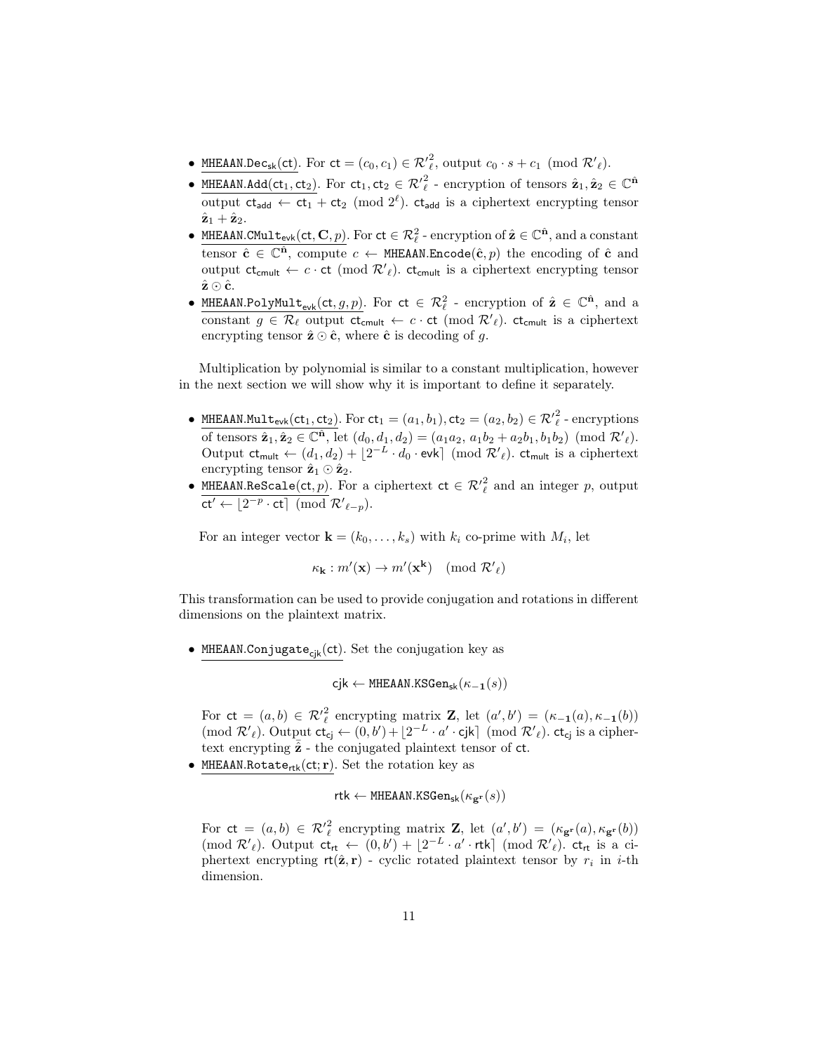- $\underline{\texttt{MHEAAN.Dec}_{\mathsf{sk}}(\mathsf{ct})}$. For $\mathsf{ct} = (c_0, c_1) \in \mathcal{R'}_\ell^2$, output $c_0 \cdot s + c_1 \pmod{\mathcal{R'}_\ell}$.
- $\underline{\texttt{MHEAAN.Add}(\mathsf{ct}_1, \mathsf{ct}_2)}$. For $\mathsf{ct}_1, \mathsf{ct}_2 \in \mathcal{R'}_\ell^2$ - encryption of tensors $\hat{\mathbf{z}}_1, \hat{\mathbf{z}}_2 \in \mathbb{C}^{\hat{\mathbf{n}}}$ output $\mathsf{ct}_{\mathsf{add}} \leftarrow \mathsf{ct}_1 + \mathsf{ct}_2 \pmod{2^\ell}$. $\mathsf{ct}_{\mathsf{add}}$ is a ciphertext encrypting tensor $\hat{\mathbf{z}}_1 + \hat{\mathbf{z}}_2$.
- $\underline{\texttt{MHEAAN.CMult}_{\mathsf{evk}}(\mathsf{ct}, \mathbf{C}, p)}$. For $\mathsf{ct} \in \mathcal{R}_\ell^2$ - encryption of $\hat{\mathbf{z}} \in \mathbb{C}^{\hat{\mathbf{n}}}$, and a constant tensor $\hat{\mathbf{c}} \in \mathbb{C}^{\hat{\mathbf{n}}}$, compute $c \leftarrow \texttt{MHEAAN.Encode}(\hat{\mathbf{c}}, p)$ the encoding of $\hat{\mathbf{c}}$ and output $\mathsf{ct}_{\mathsf{cmult}} \leftarrow c \cdot \mathsf{ct} \pmod{\mathcal{R'}_\ell}$. $\mathsf{ct}_{\mathsf{cmult}}$ is a ciphertext encrypting tensor $\hat{\mathbf{z}} \odot \hat{\mathbf{c}}$.
- $\underline{\texttt{MHEAAN.PolyMult}_{\mathsf{evk}}(\mathsf{ct}, g, p)}$. For $\mathsf{ct} \in \mathcal{R}_\ell^2$ - encryption of $\hat{\mathbf{z}} \in \mathbb{C}^{\hat{\mathbf{n}}}$, and a constant $g \in \mathcal{R}_\ell$ output $\mathsf{ct}_{\mathsf{cmult}} \leftarrow c \cdot \mathsf{ct} \pmod{\mathcal{R'}_\ell}$. $\mathsf{ct}_{\mathsf{cmult}}$ is a ciphertext encrypting tensor $\hat{\mathbf{z}} \odot \hat{\mathbf{c}}$, where $\hat{\mathbf{c}}$ is decoding of $g$.

Multiplication by polynomial is similar to a constant multiplication, however in the next section we will show why it is important to define it separately.

- $\underline{\texttt{MHEAAN.Mult}_{\mathsf{evk}}(\mathsf{ct}_1, \mathsf{ct}_2)}$. For $\mathsf{ct}_1 = (a_1, b_1), \mathsf{ct}_2 = (a_2, b_2) \in \mathcal{R'}_\ell^2$ - encryptions of tensors $\hat{\mathbf{z}}_1, \hat{\mathbf{z}}_2 \in \mathbb{C}^{\hat{\mathbf{n}}}$, let $(d_0, d_1, d_2) = (a_1 a_2,\ a_1 b_2 + a_2 b_1, b_1 b_2) \pmod{\mathcal{R'}_\ell}$. Output $\mathsf{ct}_{\mathsf{mult}} \leftarrow (d_1, d_2) + \lfloor 2^{-L} \cdot d_0 \cdot \mathsf{evk} \rceil \pmod{\mathcal{R'}_\ell}$. $\mathsf{ct}_{\mathsf{mult}}$ is a ciphertext encrypting tensor $\hat{\mathbf{z}}_1 \odot \hat{\mathbf{z}}_2$.
- $\underline{\texttt{MHEAAN.ReScale}(\mathsf{ct}, p)}$. For a ciphertext $\mathsf{ct} \in \mathcal{R'}_\ell^2$ and an integer $p$, output $\mathsf{ct}' \leftarrow \lfloor 2^{-p} \cdot \mathsf{ct} \rceil \pmod{\mathcal{R'}_{\ell-p}}$.

For an integer vector $\mathbf{k} = (k_0, \ldots, k_s)$ with $k_i$ co-prime with $M_i$, let

$$\kappa_{\mathbf{k}} : m'(\mathbf{x}) \to m'(\mathbf{x}^{\mathbf{k}}) \pmod{\mathcal{R'}_\ell}$$

This transformation can be used to provide conjugation and rotations in different dimensions on the plaintext matrix.

- $\underline{\texttt{MHEAAN.Conjugate}_{\mathsf{cjk}}(\mathsf{ct})}$. Set the conjugation key as

$$\mathsf{cjk} \leftarrow \texttt{MHEAAN.KSGen}_{\mathsf{sk}}(\kappa_{-\mathbf{1}}(s))$$

For $\mathsf{ct} = (a, b) \in \mathcal{R'}_\ell^2$ encrypting matrix $\mathbf{Z}$, let $(a', b') = (\kappa_{-\mathbf{1}}(a), \kappa_{-\mathbf{1}}(b)) \pmod{\mathcal{R'}_\ell}$. Output $\mathsf{ct}_{\mathsf{cj}} \leftarrow (0, b') + \lfloor 2^{-L} \cdot a' \cdot \mathsf{cjk} \rceil \pmod{\mathcal{R'}_\ell}$. $\mathsf{ct}_{\mathsf{cj}}$ is a ciphertext encrypting $\bar{\hat{\mathbf{z}}}$ - the conjugated plaintext tensor of $\mathsf{ct}$.
- $\underline{\texttt{MHEAAN.Rotate}_{\mathsf{rtk}}(\mathsf{ct}; \mathbf{r})}$. Set the rotation key as

$$\mathsf{rtk} \leftarrow \texttt{MHEAAN.KSGen}_{\mathsf{sk}}(\kappa_{\mathbf{g}^{\mathbf{r}}}(s))$$

For $\mathsf{ct} = (a, b) \in \mathcal{R'}_\ell^2$ encrypting matrix $\mathbf{Z}$, let $(a', b') = (\kappa_{\mathbf{g}^{\mathbf{r}}}(a), \kappa_{\mathbf{g}^{\mathbf{r}}}(b)) \pmod{\mathcal{R'}_\ell}$. Output $\mathsf{ct}_{\mathsf{rt}} \leftarrow (0, b') + \lfloor 2^{-L} \cdot a' \cdot \mathsf{rtk} \rceil \pmod{\mathcal{R'}_\ell}$. $\mathsf{ct}_{\mathsf{rt}}$ is a ciphertext encrypting $\mathsf{rt}(\hat{\mathbf{z}}, \mathbf{r})$ - cyclic rotated plaintext tensor by $r_i$ in $i$-th dimension.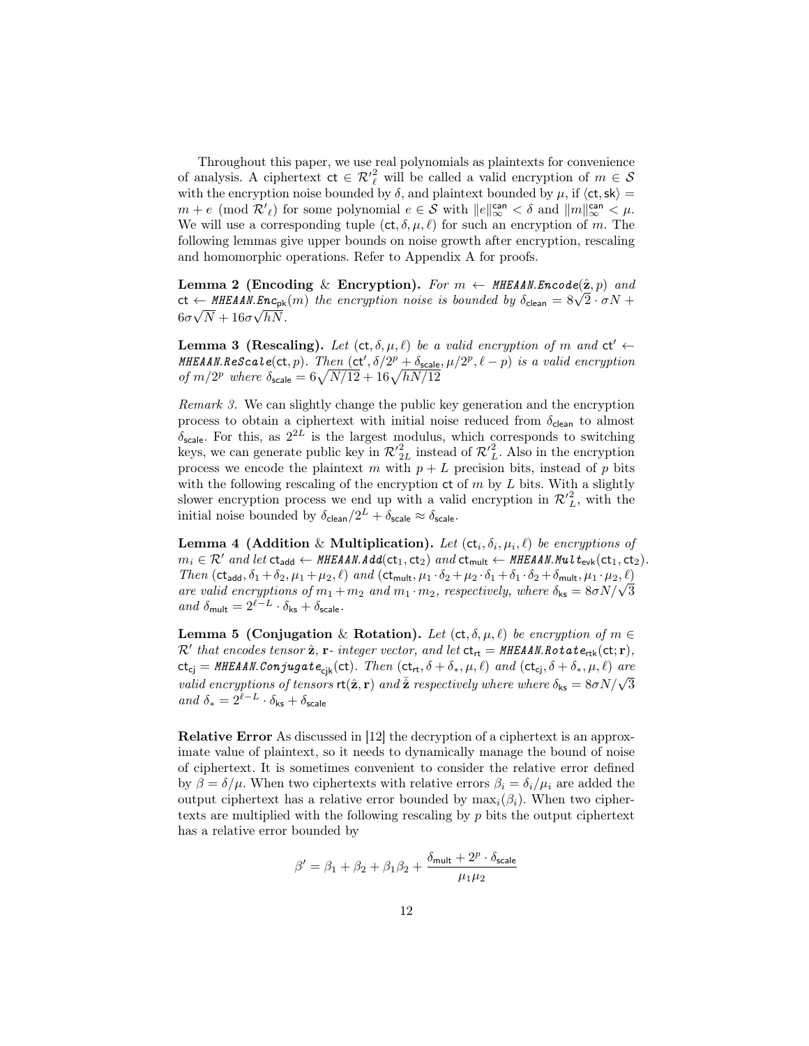Throughout this paper, we use real polynomials as plaintexts for convenience of analysis. A ciphertext $\mathsf{ct} \in \mathcal{R}'^2_\ell$ will be called a valid encryption of $m \in \mathcal{S}$ with the encryption noise bounded by $\delta$, and plaintext bounded by $\mu$, if $\langle \mathsf{ct}, \mathsf{sk} \rangle = m + e \pmod{\mathcal{R}'_\ell}$ for some polynomial $e \in \mathcal{S}$ with $\|e\|^{\mathsf{can}}_\infty < \delta$ and $\|m\|^{\mathsf{can}}_\infty < \mu$. We will use a corresponding tuple $(\mathsf{ct}, \delta, \mu, \ell)$ for such an encryption of $m$. The following lemmas give upper bounds on noise growth after encryption, rescaling and homomorphic operations. Refer to Appendix A for proofs.

**Lemma 2 (Encoding & Encryption).** *For $m \leftarrow$ MHEAAN.Encode$(\hat{\mathbf{z}}, p)$ and $\mathsf{ct} \leftarrow$ MHEAAN.Enc$_{\mathsf{pk}}(m)$ the encryption noise is bounded by $\delta_{\mathsf{clean}} = 8\sqrt{2} \cdot \sigma N + 6\sigma\sqrt{N} + 16\sigma\sqrt{hN}$.*

**Lemma 3 (Rescaling).** *Let $(\mathsf{ct}, \delta, \mu, \ell)$ be a valid encryption of $m$ and $\mathsf{ct}' \leftarrow$ MHEAAN.ReScale$(\mathsf{ct}, p)$. Then $(\mathsf{ct}', \delta/2^p + \delta_{\mathsf{scale}}, \mu/2^p, \ell - p)$ is a valid encryption of $m/2^p$ where $\delta_{\mathsf{scale}} = 6\sqrt{N/12} + 16\sqrt{hN/12}$*

*Remark 3.* We can slightly change the public key generation and the encryption process to obtain a ciphertext with initial noise reduced from $\delta_{\mathsf{clean}}$ to almost $\delta_{\mathsf{scale}}$. For this, as $2^{2L}$ is the largest modulus, which corresponds to switching keys, we can generate public key in $\mathcal{R}'^2_{2L}$ instead of $\mathcal{R}'^2_L$. Also in the encryption process we encode the plaintext $m$ with $p + L$ precision bits, instead of $p$ bits with the following rescaling of the encryption $\mathsf{ct}$ of $m$ by $L$ bits. With a slightly slower encryption process we end up with a valid encryption in $\mathcal{R}'^2_L$, with the initial noise bounded by $\delta_{\mathsf{clean}}/2^L + \delta_{\mathsf{scale}} \approx \delta_{\mathsf{scale}}$.

**Lemma 4 (Addition & Multiplication).** *Let $(\mathsf{ct}_i, \delta_i, \mu_i, \ell)$ be encryptions of $m_i \in \mathcal{R}'$ and let $\mathsf{ct}_{\mathsf{add}} \leftarrow$ MHEAAN.Add$(\mathsf{ct}_1, \mathsf{ct}_2)$ and $\mathsf{ct}_{\mathsf{mult}} \leftarrow$ MHEAAN.Mult$_{\mathsf{evk}}(\mathsf{ct}_1, \mathsf{ct}_2)$. Then $(\mathsf{ct}_{\mathsf{add}}, \delta_1 + \delta_2, \mu_1 + \mu_2, \ell)$ and $(\mathsf{ct}_{\mathsf{mult}}, \mu_1 \cdot \delta_2 + \mu_2 \cdot \delta_1 + \delta_1 \cdot \delta_2 + \delta_{\mathsf{mult}}, \mu_1 \cdot \mu_2, \ell)$ are valid encryptions of $m_1 + m_2$ and $m_1 \cdot m_2$, respectively, where $\delta_{\mathsf{ks}} = 8\sigma N/\sqrt{3}$ and $\delta_{\mathsf{mult}} = 2^{\ell - L} \cdot \delta_{\mathsf{ks}} + \delta_{\mathsf{scale}}$.*

**Lemma 5 (Conjugation & Rotation).** *Let $(\mathsf{ct}, \delta, \mu, \ell)$ be encryption of $m \in \mathcal{R}'$ that encodes tensor $\hat{\mathbf{z}}$, $\mathbf{r}$- integer vector, and let $\mathsf{ct}_{\mathsf{rt}} =$ MHEAAN.Rotate$_{\mathsf{rtk}}(\mathsf{ct}; \mathbf{r})$, $\mathsf{ct}_{\mathsf{cj}} =$ MHEAAN.Conjugate$_{\mathsf{cjk}}(\mathsf{ct})$. Then $(\mathsf{ct}_{\mathsf{rt}}, \delta + \delta_*, \mu, \ell)$ and $(\mathsf{ct}_{\mathsf{cj}}, \delta + \delta_*, \mu, \ell)$ are valid encryptions of tensors $\mathsf{rt}(\hat{\mathbf{z}}, \mathbf{r})$ and $\bar{\hat{\mathbf{z}}}$ respectively where where $\delta_{\mathsf{ks}} = 8\sigma N/\sqrt{3}$ and $\delta_* = 2^{\ell - L} \cdot \delta_{\mathsf{ks}} + \delta_{\mathsf{scale}}$*

**Relative Error** As discussed in [12] the decryption of a ciphertext is an approximate value of plaintext, so it needs to dynamically manage the bound of noise of ciphertext. It is sometimes convenient to consider the relative error defined by $\beta = \delta/\mu$. When two ciphertexts with relative errors $\beta_i = \delta_i/\mu_i$ are added the output ciphertext has a relative error bounded by $\max_i(\beta_i)$. When two ciphertexts are multiplied with the following rescaling by $p$ bits the output ciphertext has a relative error bounded by

$$\beta' = \beta_1 + \beta_2 + \beta_1\beta_2 + \frac{\delta_{\mathsf{mult}} + 2^p \cdot \delta_{\mathsf{scale}}}{\mu_1\mu_2}$$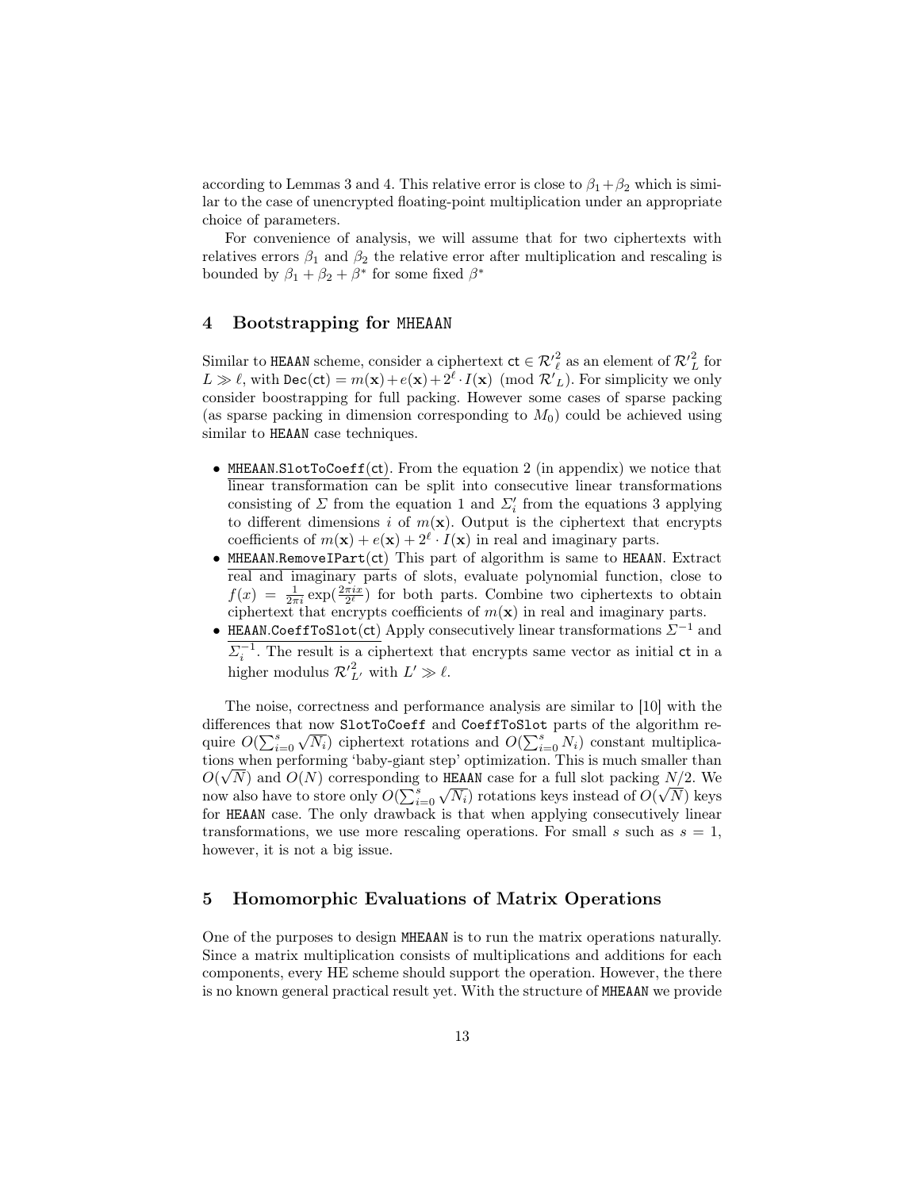according to Lemmas 3 and 4. This relative error is close to $\beta_1 + \beta_2$ which is similar to the case of unencrypted floating-point multiplication under an appropriate choice of parameters.

For convenience of analysis, we will assume that for two ciphertexts with relatives errors $\beta_1$ and $\beta_2$ the relative error after multiplication and rescaling is bounded by $\beta_1 + \beta_2 + \beta^*$ for some fixed $\beta^*$

## 4 Bootstrapping for MHEAAN

Similar to HEAAN scheme, consider a ciphertext $\mathsf{ct} \in {\mathcal{R}'}_\ell^2$ as an element of ${\mathcal{R}'}_L^2$ for $L \gg \ell$, with $\mathtt{Dec}(\mathsf{ct}) = m(\mathbf{x}) + e(\mathbf{x}) + 2^\ell \cdot I(\mathbf{x}) \pmod{{\mathcal{R}'}_L}$. For simplicity we only consider boostrapping for full packing. However some cases of sparse packing (as sparse packing in dimension corresponding to $M_0$) could be achieved using similar to HEAAN case techniques.

- MHEAAN.SlotToCoeff(ct). From the equation 2 (in appendix) we notice that linear transformation can be split into consecutive linear transformations consisting of $\Sigma$ from the equation 1 and $\Sigma_i'$ from the equations 3 applying to different dimensions $i$ of $m(\mathbf{x})$. Output is the ciphertext that encrypts coefficients of $m(\mathbf{x}) + e(\mathbf{x}) + 2^\ell \cdot I(\mathbf{x})$ in real and imaginary parts.
- MHEAAN.RemoveIPart(ct) This part of algorithm is same to HEAAN. Extract real and imaginary parts of slots, evaluate polynomial function, close to $f(x) = \frac{1}{2\pi i}\exp(\frac{2\pi i x}{2^\ell})$ for both parts. Combine two ciphertexts to obtain ciphertext that encrypts coefficients of $m(\mathbf{x})$ in real and imaginary parts.
- HEAAN.CoeffToSlot(ct) Apply consecutively linear transformations $\Sigma^{-1}$ and $\Sigma_i^{-1}$. The result is a ciphertext that encrypts same vector as initial ct in a higher modulus ${\mathcal{R}'}_{L'}^2$ with $L' \gg \ell$.

The noise, correctness and performance analysis are similar to [10] with the differences that now SlotToCoeff and CoeffToSlot parts of the algorithm require $O(\sum_{i=0}^{s}\sqrt{N_i})$ ciphertext rotations and $O(\sum_{i=0}^{s} N_i)$ constant multiplications when performing 'baby-giant step' optimization. This is much smaller than $O(\sqrt{N})$ and $O(N)$ corresponding to HEAAN case for a full slot packing $N/2$. We now also have to store only $O(\sum_{i=0}^{s}\sqrt{N_i})$ rotations keys instead of $O(\sqrt{N})$ keys for HEAAN case. The only drawback is that when applying consecutively linear transformations, we use more rescaling operations. For small $s$ such as $s = 1$, however, it is not a big issue.

## 5 Homomorphic Evaluations of Matrix Operations

One of the purposes to design MHEAAN is to run the matrix operations naturally. Since a matrix multiplication consists of multiplications and additions for each components, every HE scheme should support the operation. However, the there is no known general practical result yet. With the structure of MHEAAN we provide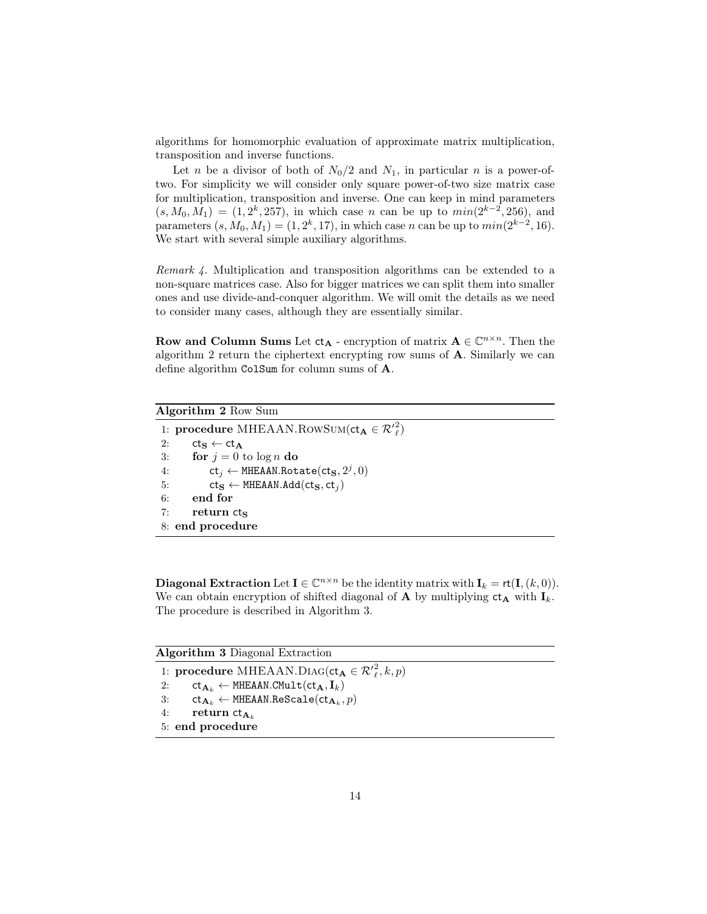algorithms for homomorphic evaluation of approximate matrix multiplication, transposition and inverse functions.

Let $n$ be a divisor of both of $N_0/2$ and $N_1$, in particular $n$ is a power-of-two. For simplicity we will consider only square power-of-two size matrix case for multiplication, transposition and inverse. One can keep in mind parameters $(s, M_0, M_1) = (1, 2^k, 257)$, in which case $n$ can be up to $min(2^{k-2}, 256)$, and parameters $(s, M_0, M_1) = (1, 2^k, 17)$, in which case $n$ can be up to $min(2^{k-2}, 16)$. We start with several simple auxiliary algorithms.

*Remark 4.* Multiplication and transposition algorithms can be extended to a non-square matrices case. Also for bigger matrices we can split them into smaller ones and use divide-and-conquer algorithm. We will omit the details as we need to consider many cases, although they are essentially similar.

**Row and Column Sums** Let $\mathsf{ct}_{\mathbf{A}}$ - encryption of matrix $\mathbf{A} \in \mathbb{C}^{n \times n}$. Then the algorithm 2 return the ciphertext encrypting row sums of $\mathbf{A}$. Similarly we can define algorithm `ColSum` for column sums of $\mathbf{A}$.

**Algorithm 2** Row Sum

```
1: procedure MHEAAN.RowSum(ct_A ∈ R'_ℓ^2)
2:     ct_S ← ct_A
3:     for j = 0 to log n do
4:         ct_j ← MHEAAN.Rotate(ct_S, 2^j, 0)
5:         ct_S ← MHEAAN.Add(ct_S, ct_j)
6:     end for
7:     return ct_S
8: end procedure
```

**Diagonal Extraction** Let $\mathbf{I} \in \mathbb{C}^{n \times n}$ be the identity matrix with $\mathbf{I}_k = \mathsf{rt}(\mathbf{I}, (k, 0))$. We can obtain encryption of shifted diagonal of $\mathbf{A}$ by multiplying $\mathsf{ct}_{\mathbf{A}}$ with $\mathbf{I}_k$. The procedure is described in Algorithm 3.

**Algorithm 3** Diagonal Extraction

```
1: procedure MHEAAN.Diag(ct_A ∈ R'_ℓ^2, k, p)
2:     ct_{A_k} ← MHEAAN.CMult(ct_A, I_k)
3:     ct_{A_k} ← MHEAAN.ReScale(ct_{A_k}, p)
4:     return ct_{A_k}
5: end procedure
```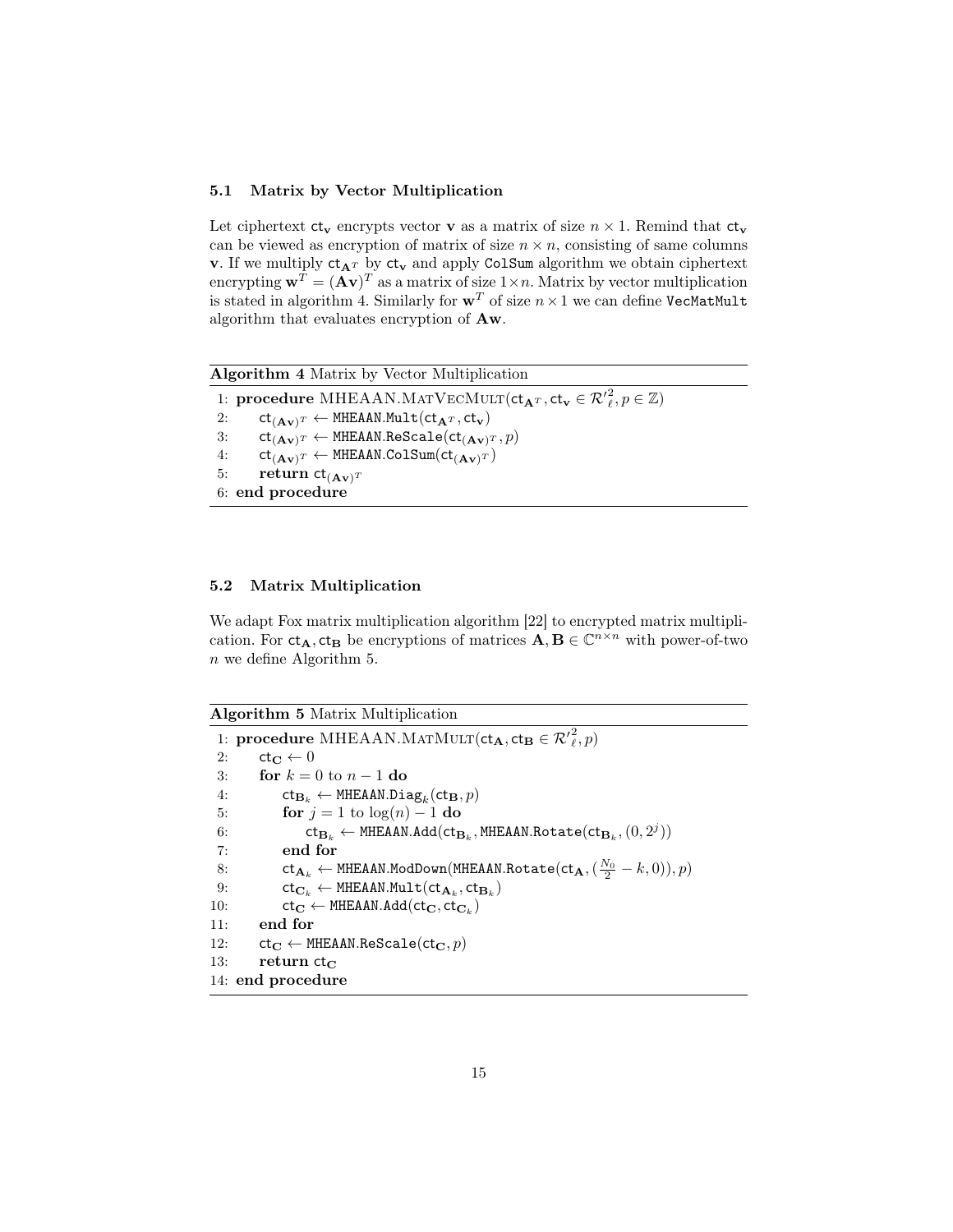### 5.1 Matrix by Vector Multiplication

Let ciphertext $\mathsf{ct}_\mathbf{v}$ encrypts vector $\mathbf{v}$ as a matrix of size $n \times 1$. Remind that $\mathsf{ct}_\mathbf{v}$ can be viewed as encryption of matrix of size $n \times n$, consisting of same columns $\mathbf{v}$. If we multiply $\mathsf{ct}_{\mathbf{A}^T}$ by $\mathsf{ct}_\mathbf{v}$ and apply `ColSum` algorithm we obtain ciphertext encrypting $\mathbf{w}^T = (\mathbf{A}\mathbf{v})^T$ as a matrix of size $1 \times n$. Matrix by vector multiplication is stated in algorithm 4. Similarly for $\mathbf{w}^T$ of size $n \times 1$ we can define `VecMatMult` algorithm that evaluates encryption of $\mathbf{A}\mathbf{w}$.

**Algorithm 4** Matrix by Vector Multiplication

```
1: procedure MHEAAN.MatVecMult(ct_{A^T}, ct_v ∈ R'_ℓ^2, p ∈ Z)
2:     ct_{(Av)^T} ← MHEAAN.Mult(ct_{A^T}, ct_v)
3:     ct_{(Av)^T} ← MHEAAN.ReScale(ct_{(Av)^T}, p)
4:     ct_{(Av)^T} ← MHEAAN.ColSum(ct_{(Av)^T})
5:     return ct_{(Av)^T}
6: end procedure
```

### 5.2 Matrix Multiplication

We adapt Fox matrix multiplication algorithm [22] to encrypted matrix multiplication. For $\mathsf{ct}_\mathbf{A}, \mathsf{ct}_\mathbf{B}$ be encryptions of matrices $\mathbf{A}, \mathbf{B} \in \mathbb{C}^{n \times n}$ with power-of-two $n$ we define Algorithm 5.

**Algorithm 5** Matrix Multiplication

```
 1: procedure MHEAAN.MatMult(ct_A, ct_B ∈ R'_ℓ^2, p)
 2:     ct_C ← 0
 3:     for k = 0 to n − 1 do
 4:         ct_{B_k} ← MHEAAN.Diag_k(ct_B, p)
 5:         for j = 1 to log(n) − 1 do
 6:             ct_{B_k} ← MHEAAN.Add(ct_{B_k}, MHEAAN.Rotate(ct_{B_k}, (0, 2^j)))
 7:         end for
 8:         ct_{A_k} ← MHEAAN.ModDown(MHEAAN.Rotate(ct_A, (N_0/2 − k, 0)), p)
 9:         ct_{C_k} ← MHEAAN.Mult(ct_{A_k}, ct_{B_k})
10:         ct_C ← MHEAAN.Add(ct_C, ct_{C_k})
11:     end for
12:     ct_C ← MHEAAN.ReScale(ct_C, p)
13:     return ct_C
14: end procedure
```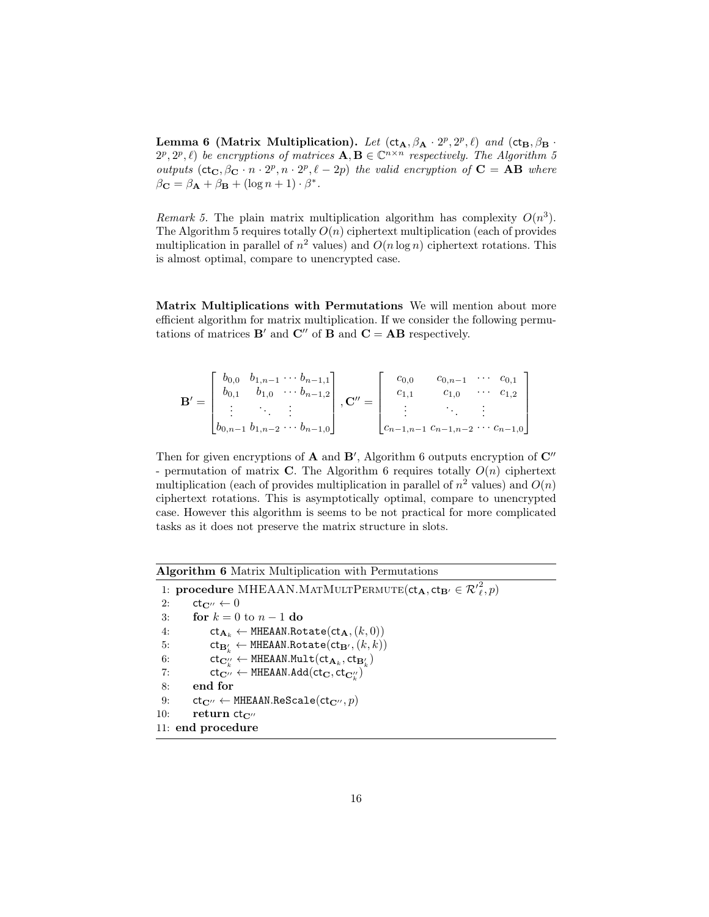**Lemma 6 (Matrix Multiplication).** *Let* $(\mathsf{ct}_{\mathbf{A}}, \beta_{\mathbf{A}} \cdot 2^p, 2^p, \ell)$ *and* $(\mathsf{ct}_{\mathbf{B}}, \beta_{\mathbf{B}} \cdot 2^p, 2^p, \ell)$ *be encryptions of matrices* $\mathbf{A}, \mathbf{B} \in \mathbb{C}^{n \times n}$ *respectively. The Algorithm 5 outputs* $(\mathsf{ct}_{\mathbf{C}}, \beta_{\mathbf{C}} \cdot n \cdot 2^p, n \cdot 2^p, \ell - 2p)$ *the valid encryption of* $\mathbf{C} = \mathbf{AB}$ *where* $\beta_{\mathbf{C}} = \beta_{\mathbf{A}} + \beta_{\mathbf{B}} + (\log n + 1) \cdot \beta^*$.

*Remark 5.* The plain matrix multiplication algorithm has complexity $O(n^3)$. The Algorithm 5 requires totally $O(n)$ ciphertext multiplication (each of provides multiplication in parallel of $n^2$ values) and $O(n \log n)$ ciphertext rotations. This is almost optimal, compare to unencrypted case.

**Matrix Multiplications with Permutations** We will mention about more efficient algorithm for matrix multiplication. If we consider the following permutations of matrices $\mathbf{B}'$ and $\mathbf{C}''$ of $\mathbf{B}$ and $\mathbf{C} = \mathbf{AB}$ respectively.

$$
\mathbf{B}' = \begin{bmatrix} b_{0,0} & b_{1,n-1} & \cdots & b_{n-1,1} \\ b_{0,1} & b_{1,0} & \cdots & b_{n-1,2} \\ \vdots & & \ddots & \vdots \\ b_{0,n-1} & b_{1,n-2} & \cdots & b_{n-1,0} \end{bmatrix}, \mathbf{C}'' = \begin{bmatrix} c_{0,0} & c_{0,n-1} & \cdots & c_{0,1} \\ c_{1,1} & c_{1,0} & \cdots & c_{1,2} \\ \vdots & & \ddots & \vdots \\ c_{n-1,n-1} & c_{n-1,n-2} & \cdots & c_{n-1,0} \end{bmatrix}
$$

Then for given encryptions of $\mathbf{A}$ and $\mathbf{B}'$, Algorithm 6 outputs encryption of $\mathbf{C}''$ - permutation of matrix $\mathbf{C}$. The Algorithm 6 requires totally $O(n)$ ciphertext multiplication (each of provides multiplication in parallel of $n^2$ values) and $O(n)$ ciphertext rotations. This is asymptotically optimal, compare to unencrypted case. However this algorithm is seems to be not practical for more complicated tasks as it does not preserve the matrix structure in slots.

**Algorithm 6** Matrix Multiplication with Permutations

```
 1: procedure MHEAAN.MatMultPermute(ct_A, ct_B' ∈ R'^2_ℓ, p)
 2:     ct_C'' ← 0
 3:     for k = 0 to n − 1 do
 4:         ct_A_k ← MHEAAN.Rotate(ct_A, (k, 0))
 5:         ct_B'_k ← MHEAAN.Rotate(ct_B', (k, k))
 6:         ct_C''_k ← MHEAAN.Mult(ct_A_k, ct_B'_k)
 7:         ct_C'' ← MHEAAN.Add(ct_C, ct_C''_k)
 8:     end for
 9:     ct_C'' ← MHEAAN.ReScale(ct_C'', p)
10:     return ct_C''
11: end procedure
```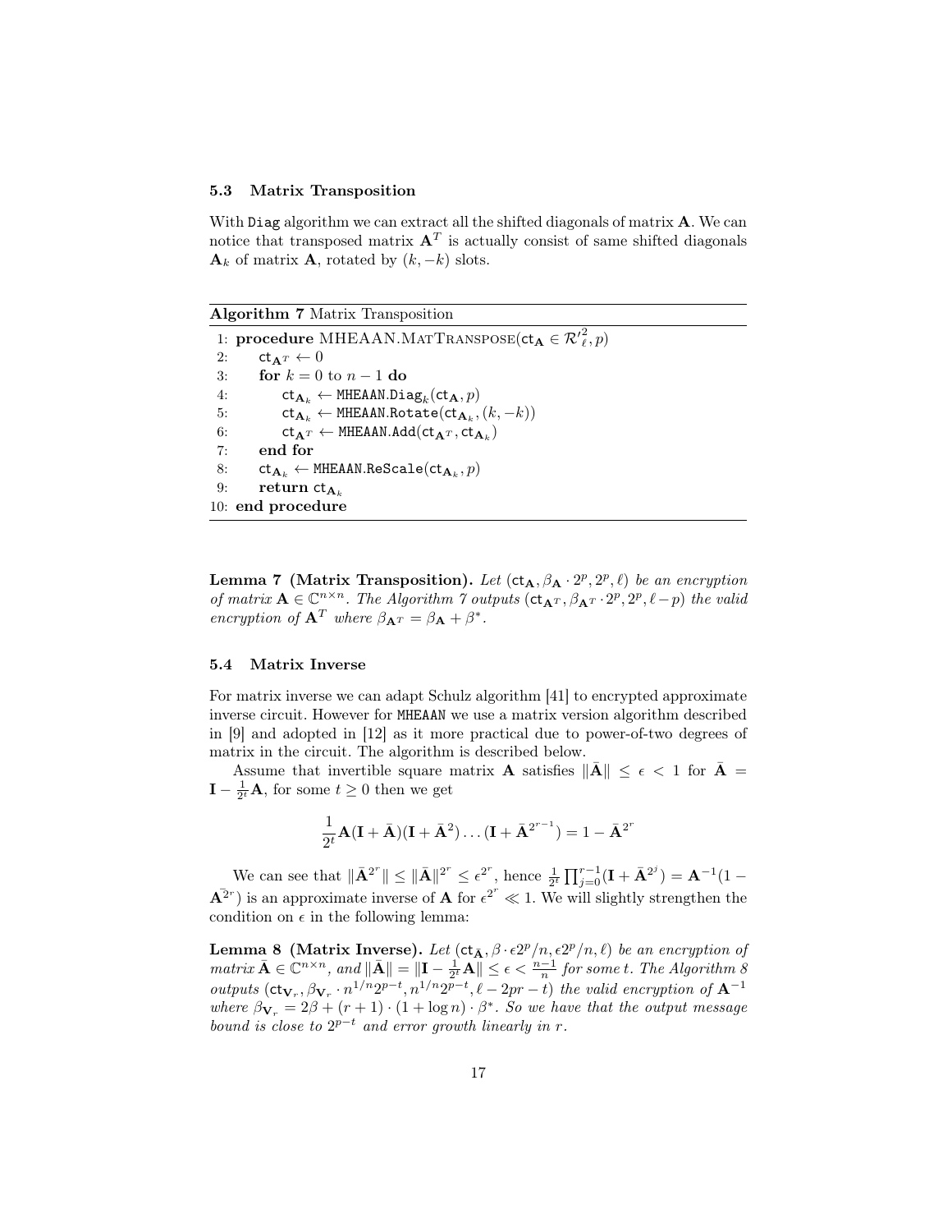### 5.3 Matrix Transposition

With `Diag` algorithm we can extract all the shifted diagonals of matrix $\mathbf{A}$. We can notice that transposed matrix $\mathbf{A}^T$ is actually consist of same shifted diagonals $\mathbf{A}_k$ of matrix $\mathbf{A}$, rotated by $(k, -k)$ slots.

**Algorithm 7** Matrix Transposition

```
1: procedure MHEAAN.MatTranspose(ct_A ∈ R'^2_ℓ, p)
2:     ct_{A^T} ← 0
3:     for k = 0 to n − 1 do
4:         ct_{A_k} ← MHEAAN.Diag_k(ct_A, p)
5:         ct_{A_k} ← MHEAAN.Rotate(ct_{A_k}, (k, −k))
6:         ct_{A^T} ← MHEAAN.Add(ct_{A^T}, ct_{A_k})
7:     end for
8:     ct_{A_k} ← MHEAAN.ReScale(ct_{A_k}, p)
9:     return ct_{A_k}
10: end procedure
```

**Lemma 7 (Matrix Transposition).** *Let* $(\mathsf{ct}_{\mathbf{A}}, \beta_{\mathbf{A}} \cdot 2^p, 2^p, \ell)$ *be an encryption of matrix* $\mathbf{A} \in \mathbb{C}^{n \times n}$*. The Algorithm 7 outputs* $(\mathsf{ct}_{\mathbf{A}^T}, \beta_{\mathbf{A}^T} \cdot 2^p, 2^p, \ell - p)$ *the valid encryption of* $\mathbf{A}^T$ *where* $\beta_{\mathbf{A}^T} = \beta_{\mathbf{A}} + \beta^*$*.*

### 5.4 Matrix Inverse

For matrix inverse we can adapt Schulz algorithm [41] to encrypted approximate inverse circuit. However for `MHEAAN` we use a matrix version algorithm described in [9] and adopted in [12] as it more practical due to power-of-two degrees of matrix in the circuit. The algorithm is described below.

Assume that invertible square matrix $\mathbf{A}$ satisfies $\|\bar{\mathbf{A}}\| \leq \epsilon < 1$ for $\bar{\mathbf{A}} = \mathbf{I} - \frac{1}{2^t}\mathbf{A}$, for some $t \geq 0$ then we get

$$\frac{1}{2^t}\mathbf{A}(\mathbf{I} + \bar{\mathbf{A}})(\mathbf{I} + \bar{\mathbf{A}}^2) \dots (\mathbf{I} + \bar{\mathbf{A}}^{2^{r-1}}) = 1 - \bar{\mathbf{A}}^{2^r}$$

We can see that $\|\bar{\mathbf{A}}^{2^r}\| \leq \|\bar{\mathbf{A}}\|^{2^r} \leq \epsilon^{2^r}$, hence $\frac{1}{2^t}\prod_{j=0}^{r-1}(\mathbf{I} + \bar{\mathbf{A}}^{2^j}) = \mathbf{A}^{-1}(1 - \bar{\mathbf{A}^{2^r}})$ is an approximate inverse of $\mathbf{A}$ for $\epsilon^{2^r} \ll 1$. We will slightly strengthen the condition on $\epsilon$ in the following lemma:

**Lemma 8 (Matrix Inverse).** *Let* $(\mathsf{ct}_{\bar{\mathbf{A}}}, \beta \cdot \epsilon 2^p/n, \epsilon 2^p/n, \ell)$ *be an encryption of matrix* $\bar{\mathbf{A}} \in \mathbb{C}^{n \times n}$*, and* $\|\bar{\mathbf{A}}\| = \|\mathbf{I} - \frac{1}{2^t}\mathbf{A}\| \leq \epsilon < \frac{n-1}{n}$ *for some* $t$*. The Algorithm 8 outputs* $(\mathsf{ct}_{\mathbf{V}_r}, \beta_{\mathbf{V}_r} \cdot n^{1/n}2^{p-t}, n^{1/n}2^{p-t}, \ell - 2pr - t)$ *the valid encryption of* $\mathbf{A}^{-1}$ *where* $\beta_{\mathbf{V}_r} = 2\beta + (r+1) \cdot (1 + \log n) \cdot \beta^*$*. So we have that the output message bound is close to* $2^{p-t}$ *and error growth linearly in* $r$*.*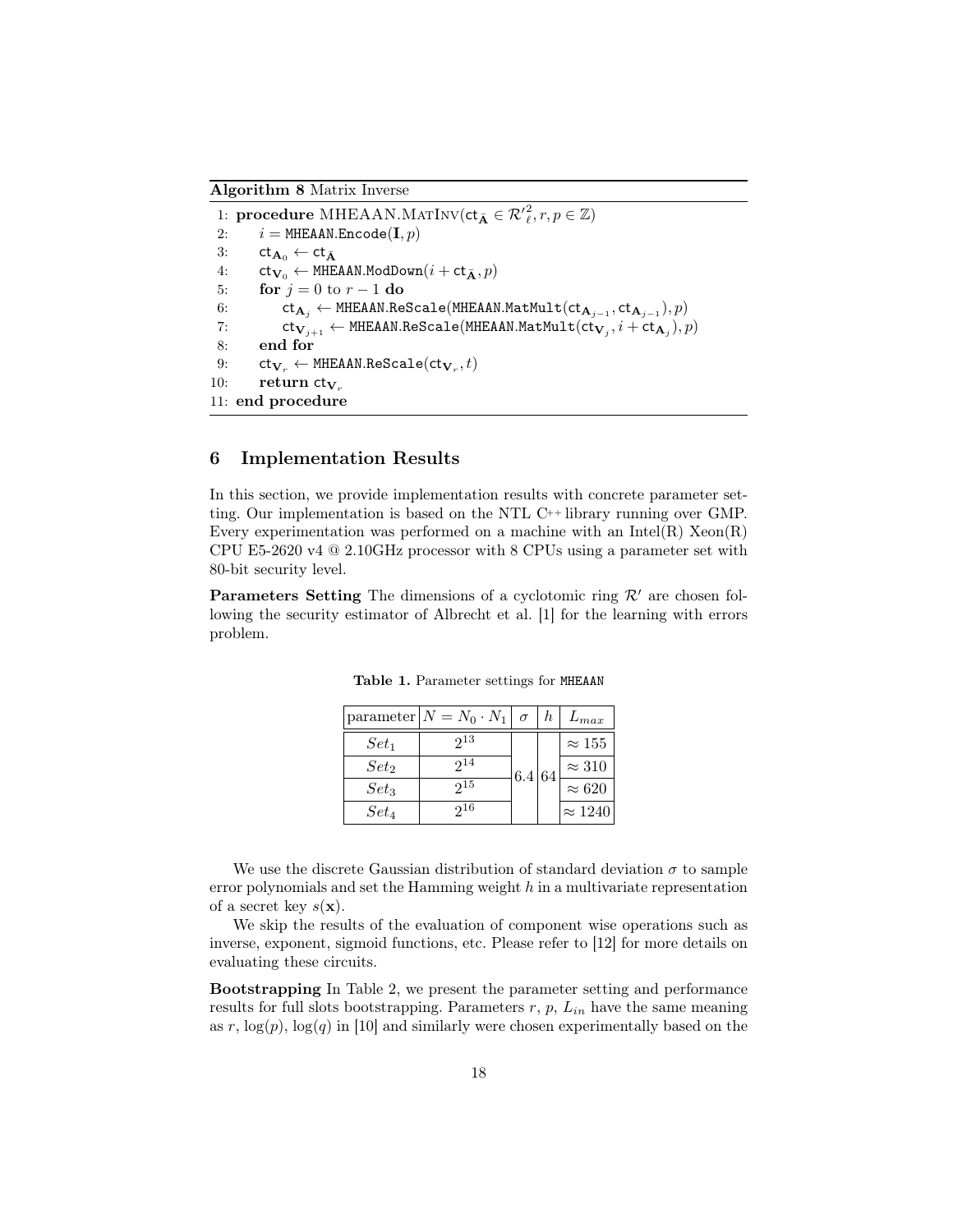**Algorithm 8** Matrix Inverse

```
1: procedure MHEAAN.MatInv(ct_Ā ∈ R'^2_ℓ, r, p ∈ Z)
2:     i = MHEAAN.Encode(I, p)
3:     ct_{A_0} ← ct_Ā
4:     ct_{V_0} ← MHEAAN.ModDown(i + ct_Ā, p)
5:     for j = 0 to r − 1 do
6:         ct_{A_j} ← MHEAAN.ReScale(MHEAAN.MatMult(ct_{A_{j−1}}, ct_{A_{j−1}}), p)
7:         ct_{V_{j+1}} ← MHEAAN.ReScale(MHEAAN.MatMult(ct_{V_j}, i + ct_{A_j}), p)
8:     end for
9:     ct_{V_r} ← MHEAAN.ReScale(ct_{V_r}, t)
10:    return ct_{V_r}
11: end procedure
```

## 6 Implementation Results

In this section, we provide implementation results with concrete parameter setting. Our implementation is based on the NTL C++ library running over GMP. Every experimentation was performed on a machine with an Intel(R) Xeon(R) CPU E5-2620 v4 @ 2.10GHz processor with 8 CPUs using a parameter set with 80-bit security level.

**Parameters Setting** The dimensions of a cyclotomic ring $\mathcal{R}'$ are chosen following the security estimator of Albrecht et al. [1] for the learning with errors problem.

**Table 1.** Parameter settings for MHEAAN

| parameter | $N = N_0 \cdot N_1$ | $\sigma$ | $h$ | $L_{max}$ |
|---|---|---|---|---|
| $Set_1$ | $2^{13}$ | 6.4 | 64 | $\approx 155$ |
| $Set_2$ | $2^{14}$ | | | $\approx 310$ |
| $Set_3$ | $2^{15}$ | | | $\approx 620$ |
| $Set_4$ | $2^{16}$ | | | $\approx 1240$ |

We use the discrete Gaussian distribution of standard deviation $\sigma$ to sample error polynomials and set the Hamming weight $h$ in a multivariate representation of a secret key $s(\mathbf{x})$.

We skip the results of the evaluation of component wise operations such as inverse, exponent, sigmoid functions, etc. Please refer to [12] for more details on evaluating these circuits.

**Bootstrapping** In Table 2, we present the parameter setting and performance results for full slots bootstrapping. Parameters $r$, $p$, $L_{in}$ have the same meaning as $r$, $\log(p)$, $\log(q)$ in [10] and similarly were chosen experimentally based on the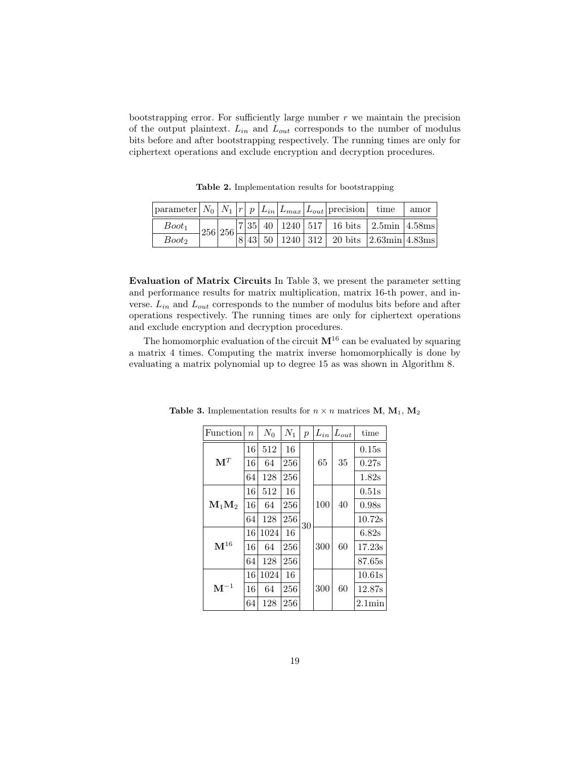bootstrapping error. For sufficiently large number $r$ we maintain the precision of the output plaintext. $L_{in}$ and $L_{out}$ corresponds to the number of modulus bits before and after bootstrapping respectively. The running times are only for ciphertext operations and exclude encryption and decryption procedures.

**Table 2.** Implementation results for bootstrapping

| parameter | $N_0$ | $N_1$ | $r$ | $p$ | $L_{in}$ | $L_{max}$ | $L_{out}$ | precision | time | amor |
|---|---|---|---|---|---|---|---|---|---|---|
| $Boot_1$ | 256 | 256 | 7 | 35 | 40 | 1240 | 517 | 16 bits | 2.5min | 4.58ms |
| $Boot_2$ | | | 8 | 43 | 50 | 1240 | 312 | 20 bits | 2.63min | 4.83ms |

**Evaluation of Matrix Circuits** In Table 3, we present the parameter setting and performance results for matrix multiplication, matrix 16-th power, and inverse. $L_{in}$ and $L_{out}$ corresponds to the number of modulus bits before and after operations respectively. The running times are only for ciphertext operations and exclude encryption and decryption procedures.

The homomorphic evaluation of the circuit $\mathbf{M}^{16}$ can be evaluated by squaring a matrix 4 times. Computing the matrix inverse homomorphically is done by evaluating a matrix polynomial up to degree 15 as was shown in Algorithm 8.

**Table 3.** Implementation results for $n \times n$ matrices $\mathbf{M}$, $\mathbf{M}_1$, $\mathbf{M}_2$

| Function | $n$ | $N_0$ | $N_1$ | $p$ | $L_{in}$ | $L_{out}$ | time |
|---|---|---|---|---|---|---|---|
| $\mathbf{M}^T$ | 16 | 512 | 16 | 30 | 65 | 35 | 0.15s |
| | 16 | 64 | 256 | | | | 0.27s |
| | 64 | 128 | 256 | | | | 1.82s |
| $\mathbf{M}_1\mathbf{M}_2$ | 16 | 512 | 16 | | 100 | 40 | 0.51s |
| | 16 | 64 | 256 | | | | 0.98s |
| | 64 | 128 | 256 | | | | 10.72s |
| $\mathbf{M}^{16}$ | 16 | 1024 | 16 | | 300 | 60 | 6.82s |
| | 16 | 64 | 256 | | | | 17.23s |
| | 64 | 128 | 256 | | | | 87.65s |
| $\mathbf{M}^{-1}$ | 16 | 1024 | 16 | | 300 | 60 | 10.61s |
| | 16 | 64 | 256 | | | | 12.87s |
| | 64 | 128 | 256 | | | | 2.1min |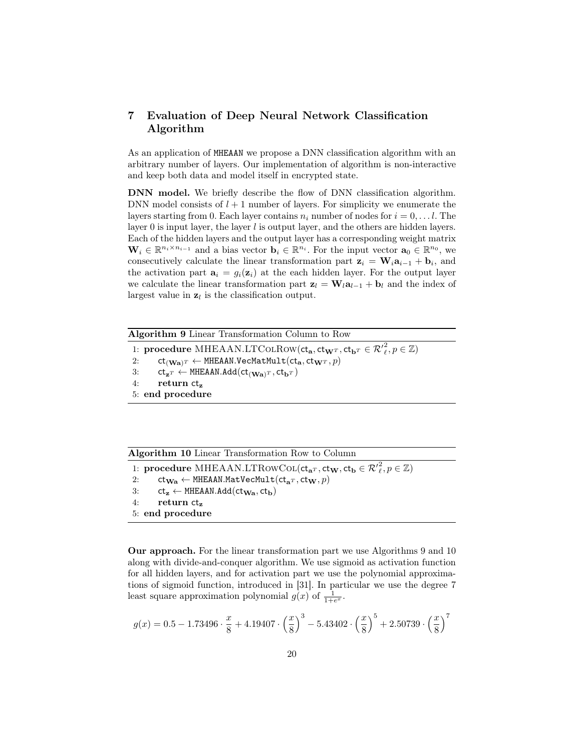## 7 Evaluation of Deep Neural Network Classification Algorithm

As an application of MHEAAN we propose a DNN classification algorithm with an arbitrary number of layers. Our implementation of algorithm is non-interactive and keep both data and model itself in encrypted state.

**DNN model.** We briefly describe the flow of DNN classification algorithm. DNN model consists of $l+1$ number of layers. For simplicity we enumerate the layers starting from 0. Each layer contains $n_i$ number of nodes for $i = 0, \ldots l$. The layer 0 is input layer, the layer $l$ is output layer, and the others are hidden layers. Each of the hidden layers and the output layer has a corresponding weight matrix $\mathbf{W}_i \in \mathbb{R}^{n_i \times n_{i-1}}$ and a bias vector $\mathbf{b}_i \in \mathbb{R}^{n_i}$. For the input vector $\mathbf{a}_0 \in \mathbb{R}^{n_0}$, we consecutively calculate the linear transformation part $\mathbf{z}_i = \mathbf{W}_i \mathbf{a}_{i-1} + \mathbf{b}_i$, and the activation part $\mathbf{a}_i = g_i(\mathbf{z}_i)$ at the each hidden layer. For the output layer we calculate the linear transformation part $\mathbf{z}_l = \mathbf{W}_l \mathbf{a}_{l-1} + \mathbf{b}_l$ and the index of largest value in $\mathbf{z}_l$ is the classification output.

**Algorithm 9** Linear Transformation Column to Row

```
1: procedure MHEAAN.LTColRow(ct_a, ct_{W^T}, ct_{b^T} ∈ R'^2_ℓ, p ∈ Z)
2:     ct_{(Wa)^T} ← MHEAAN.VecMatMult(ct_a, ct_{W^T}, p)
3:     ct_{z^T} ← MHEAAN.Add(ct_{(Wa)^T}, ct_{b^T})
4:     return ct_z
5: end procedure
```

**Algorithm 10** Linear Transformation Row to Column

```
1: procedure MHEAAN.LTRowCol(ct_{a^T}, ct_W, ct_b ∈ R'^2_ℓ, p ∈ Z)
2:     ct_{Wa} ← MHEAAN.MatVecMult(ct_{a^T}, ct_W, p)
3:     ct_z ← MHEAAN.Add(ct_{Wa}, ct_b)
4:     return ct_z
5: end procedure
```

**Our approach.** For the linear transformation part we use Algorithms 9 and 10 along with divide-and-conquer algorithm. We use sigmoid as activation function for all hidden layers, and for activation part we use the polynomial approximations of sigmoid function, introduced in [31]. In particular we use the degree 7 least square approximation polynomial $g(x)$ of $\frac{1}{1+e^x}$.

$$g(x) = 0.5 - 1.73496 \cdot \frac{x}{8} + 4.19407 \cdot \left(\frac{x}{8}\right)^3 - 5.43402 \cdot \left(\frac{x}{8}\right)^5 + 2.50739 \cdot \left(\frac{x}{8}\right)^7$$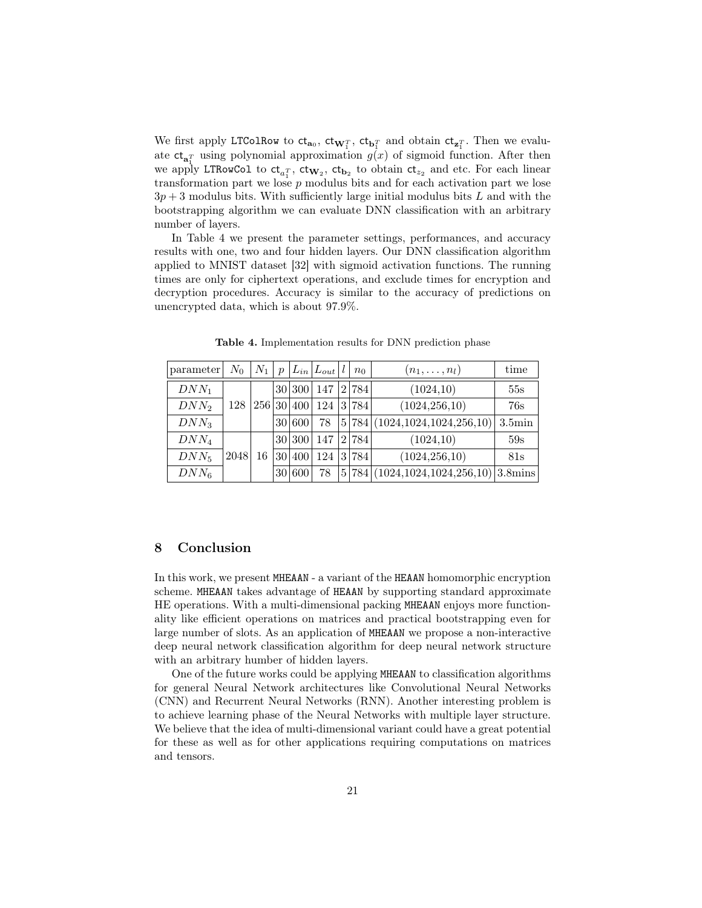We first apply `LTColRow` to $\mathsf{ct}_{\mathbf{a}_0}$, $\mathsf{ct}_{\mathbf{W}_1^T}$, $\mathsf{ct}_{\mathbf{b}_1^T}$ and obtain $\mathsf{ct}_{\mathbf{z}_1^T}$. Then we evaluate $\mathsf{ct}_{\mathbf{a}_1^T}$ using polynomial approximation $g(x)$ of sigmoid function. After then we apply `LTRowCol` to $\mathsf{ct}_{a_1^T}$, $\mathsf{ct}_{\mathbf{W}_2}$, $\mathsf{ct}_{\mathbf{b}_2}$ to obtain $\mathsf{ct}_{z_2}$ and etc. For each linear transformation part we lose $p$ modulus bits and for each activation part we lose $3p+3$ modulus bits. With sufficiently large initial modulus bits $L$ and with the bootstrapping algorithm we can evaluate DNN classification with an arbitrary number of layers.

In Table 4 we present the parameter settings, performances, and accuracy results with one, two and four hidden layers. Our DNN classification algorithm applied to MNIST dataset [32] with sigmoid activation functions. The running times are only for ciphertext operations, and exclude times for encryption and decryption procedures. Accuracy is similar to the accuracy of predictions on unencrypted data, which is about 97.9%.

**Table 4.** Implementation results for DNN prediction phase

| parameter | $N_0$ | $N_1$ | $p$ | $L_{in}$ | $L_{out}$ | $l$ | $n_0$ | $(n_1,\ldots,n_l)$ | time |
|---|---|---|---|---|---|---|---|---|---|
| $DNN_1$ | 128 | 256 | 30 | 300 | 147 | 2 | 784 | (1024,10) | 55s |
| $DNN_2$ | | | 30 | 400 | 124 | 3 | 784 | (1024,256,10) | 76s |
| $DNN_3$ | | | 30 | 600 | 78 | 5 | 784 | (1024,1024,1024,256,10) | 3.5min |
| $DNN_4$ | 2048 | 16 | 30 | 300 | 147 | 2 | 784 | (1024,10) | 59s |
| $DNN_5$ | | | 30 | 400 | 124 | 3 | 784 | (1024,256,10) | 81s |
| $DNN_6$ | | | 30 | 600 | 78 | 5 | 784 | (1024,1024,1024,256,10) | 3.8mins |

## 8 Conclusion

In this work, we present `MHEAAN` - a variant of the `HEAAN` homomorphic encryption scheme. `MHEAAN` takes advantage of `HEAAN` by supporting standard approximate HE operations. With a multi-dimensional packing `MHEAAN` enjoys more functionality like efficient operations on matrices and practical bootstrapping even for large number of slots. As an application of `MHEAAN` we propose a non-interactive deep neural network classification algorithm for deep neural network structure with an arbitrary humber of hidden layers.

One of the future works could be applying `MHEAAN` to classification algorithms for general Neural Network architectures like Convolutional Neural Networks (CNN) and Recurrent Neural Networks (RNN). Another interesting problem is to achieve learning phase of the Neural Networks with multiple layer structure. We believe that the idea of multi-dimensional variant could have a great potential for these as well as for other applications requiring computations on matrices and tensors.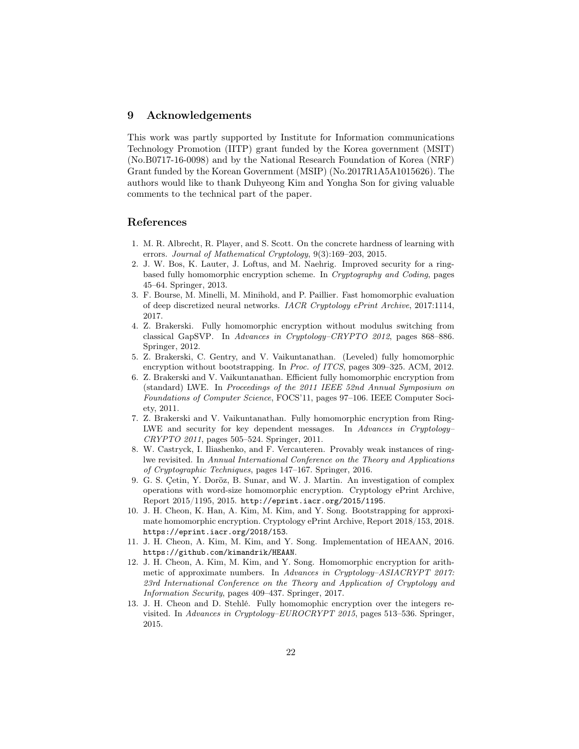## 9 Acknowledgements

This work was partly supported by Institute for Information communications Technology Promotion (IITP) grant funded by the Korea government (MSIT) (No.B0717-16-0098) and by the National Research Foundation of Korea (NRF) Grant funded by the Korean Government (MSIP) (No.2017R1A5A1015626). The authors would like to thank Duhyeong Kim and Yongha Son for giving valuable comments to the technical part of the paper.

## References

1. M. R. Albrecht, R. Player, and S. Scott. On the concrete hardness of learning with errors. *Journal of Mathematical Cryptology*, 9(3):169–203, 2015.
2. J. W. Bos, K. Lauter, J. Loftus, and M. Naehrig. Improved security for a ring-based fully homomorphic encryption scheme. In *Cryptography and Coding*, pages 45–64. Springer, 2013.
3. F. Bourse, M. Minelli, M. Minihold, and P. Paillier. Fast homomorphic evaluation of deep discretized neural networks. *IACR Cryptology ePrint Archive*, 2017:1114, 2017.
4. Z. Brakerski. Fully homomorphic encryption without modulus switching from classical GapSVP. In *Advances in Cryptology–CRYPTO 2012*, pages 868–886. Springer, 2012.
5. Z. Brakerski, C. Gentry, and V. Vaikuntanathan. (Leveled) fully homomorphic encryption without bootstrapping. In *Proc. of ITCS*, pages 309–325. ACM, 2012.
6. Z. Brakerski and V. Vaikuntanathan. Efficient fully homomorphic encryption from (standard) LWE. In *Proceedings of the 2011 IEEE 52nd Annual Symposium on Foundations of Computer Science*, FOCS'11, pages 97–106. IEEE Computer Society, 2011.
7. Z. Brakerski and V. Vaikuntanathan. Fully homomorphic encryption from Ring-LWE and security for key dependent messages. In *Advances in Cryptology–CRYPTO 2011*, pages 505–524. Springer, 2011.
8. W. Castryck, I. Iliashenko, and F. Vercauteren. Provably weak instances of ring-lwe revisited. In *Annual International Conference on the Theory and Applications of Cryptographic Techniques*, pages 147–167. Springer, 2016.
9. G. S. Çetin, Y. Doröz, B. Sunar, and W. J. Martin. An investigation of complex operations with word-size homomorphic encryption. Cryptology ePrint Archive, Report 2015/1195, 2015. http://eprint.iacr.org/2015/1195.
10. J. H. Cheon, K. Han, A. Kim, M. Kim, and Y. Song. Bootstrapping for approximate homomorphic encryption. Cryptology ePrint Archive, Report 2018/153, 2018. https://eprint.iacr.org/2018/153.
11. J. H. Cheon, A. Kim, M. Kim, and Y. Song. Implementation of HEAAN, 2016. https://github.com/kimandrik/HEAAN.
12. J. H. Cheon, A. Kim, M. Kim, and Y. Song. Homomorphic encryption for arithmetic of approximate numbers. In *Advances in Cryptology–ASIACRYPT 2017: 23rd International Conference on the Theory and Application of Cryptology and Information Security*, pages 409–437. Springer, 2017.
13. J. H. Cheon and D. Stehlé. Fully homomophic encryption over the integers revisited. In *Advances in Cryptology–EUROCRYPT 2015*, pages 513–536. Springer, 2015.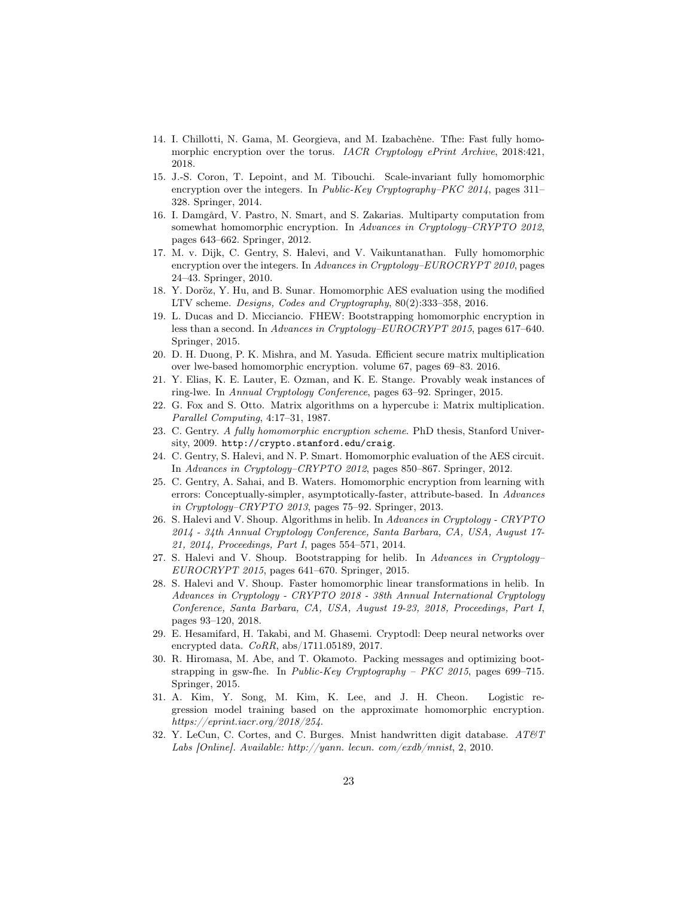14. I. Chillotti, N. Gama, M. Georgieva, and M. Izabachène. Tfhe: Fast fully homomorphic encryption over the torus. *IACR Cryptology ePrint Archive*, 2018:421, 2018.
15. J.-S. Coron, T. Lepoint, and M. Tibouchi. Scale-invariant fully homomorphic encryption over the integers. In *Public-Key Cryptography–PKC 2014*, pages 311–328. Springer, 2014.
16. I. Damgård, V. Pastro, N. Smart, and S. Zakarias. Multiparty computation from somewhat homomorphic encryption. In *Advances in Cryptology–CRYPTO 2012*, pages 643–662. Springer, 2012.
17. M. v. Dijk, C. Gentry, S. Halevi, and V. Vaikuntanathan. Fully homomorphic encryption over the integers. In *Advances in Cryptology–EUROCRYPT 2010*, pages 24–43. Springer, 2010.
18. Y. Doröz, Y. Hu, and B. Sunar. Homomorphic AES evaluation using the modified LTV scheme. *Designs, Codes and Cryptography*, 80(2):333–358, 2016.
19. L. Ducas and D. Micciancio. FHEW: Bootstrapping homomorphic encryption in less than a second. In *Advances in Cryptology–EUROCRYPT 2015*, pages 617–640. Springer, 2015.
20. D. H. Duong, P. K. Mishra, and M. Yasuda. Efficient secure matrix multiplication over lwe-based homomorphic encryption. volume 67, pages 69–83. 2016.
21. Y. Elias, K. E. Lauter, E. Ozman, and K. E. Stange. Provably weak instances of ring-lwe. In *Annual Cryptology Conference*, pages 63–92. Springer, 2015.
22. G. Fox and S. Otto. Matrix algorithms on a hypercube i: Matrix multiplication. *Parallel Computing*, 4:17–31, 1987.
23. C. Gentry. *A fully homomorphic encryption scheme*. PhD thesis, Stanford University, 2009. `http://crypto.stanford.edu/craig`.
24. C. Gentry, S. Halevi, and N. P. Smart. Homomorphic evaluation of the AES circuit. In *Advances in Cryptology–CRYPTO 2012*, pages 850–867. Springer, 2012.
25. C. Gentry, A. Sahai, and B. Waters. Homomorphic encryption from learning with errors: Conceptually-simpler, asymptotically-faster, attribute-based. In *Advances in Cryptology–CRYPTO 2013*, pages 75–92. Springer, 2013.
26. S. Halevi and V. Shoup. Algorithms in helib. In *Advances in Cryptology - CRYPTO 2014 - 34th Annual Cryptology Conference, Santa Barbara, CA, USA, August 17-21, 2014, Proceedings, Part I*, pages 554–571, 2014.
27. S. Halevi and V. Shoup. Bootstrapping for helib. In *Advances in Cryptology–EUROCRYPT 2015*, pages 641–670. Springer, 2015.
28. S. Halevi and V. Shoup. Faster homomorphic linear transformations in helib. In *Advances in Cryptology - CRYPTO 2018 - 38th Annual International Cryptology Conference, Santa Barbara, CA, USA, August 19-23, 2018, Proceedings, Part I*, pages 93–120, 2018.
29. E. Hesamifard, H. Takabi, and M. Ghasemi. Cryptodl: Deep neural networks over encrypted data. *CoRR*, abs/1711.05189, 2017.
30. R. Hiromasa, M. Abe, and T. Okamoto. Packing messages and optimizing bootstrapping in gsw-fhe. In *Public-Key Cryptography – PKC 2015*, pages 699–715. Springer, 2015.
31. A. Kim, Y. Song, M. Kim, K. Lee, and J. H. Cheon. Logistic regression model training based on the approximate homomorphic encryption. *https://eprint.iacr.org/2018/254*.
32. Y. LeCun, C. Cortes, and C. Burges. Mnist handwritten digit database. *AT&T Labs [Online]. Available: http://yann. lecun. com/exdb/mnist*, 2, 2010.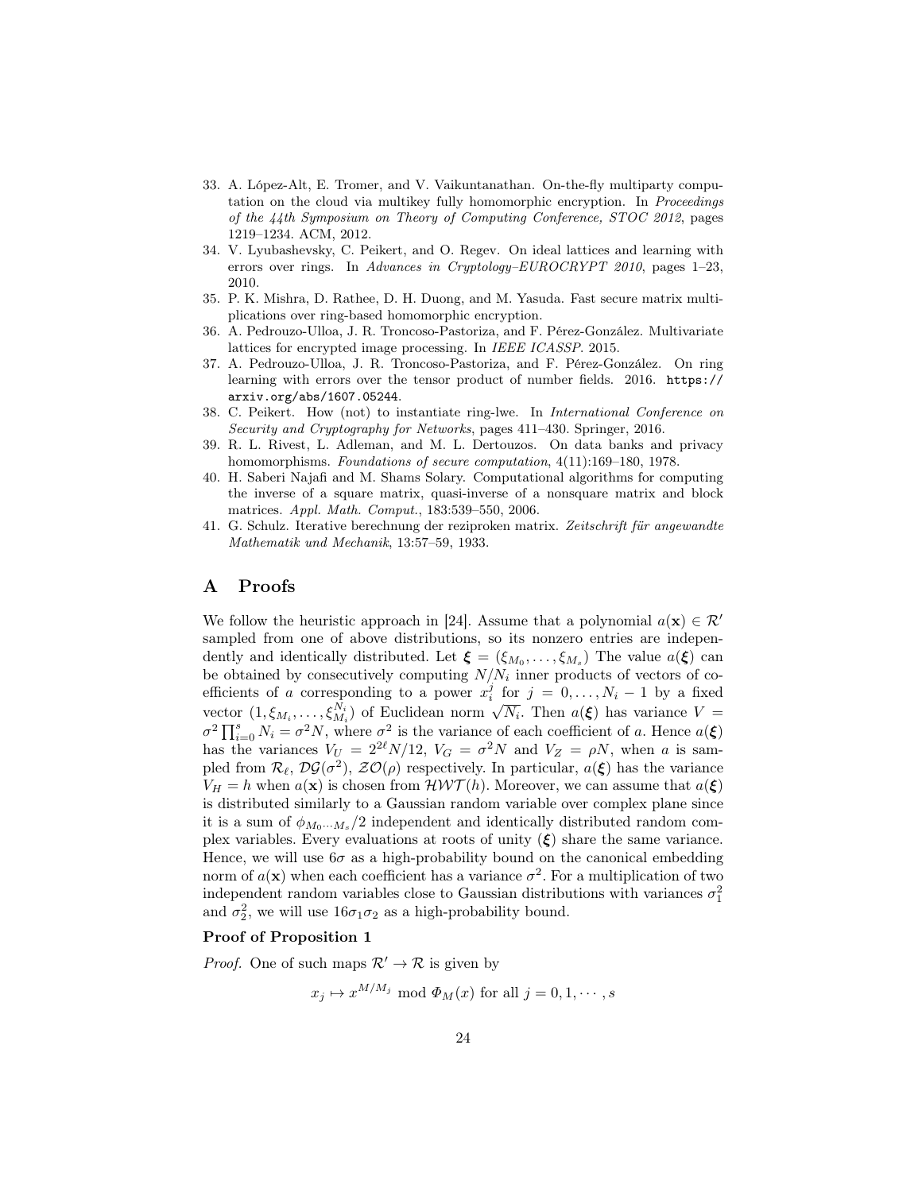33. A. López-Alt, E. Tromer, and V. Vaikuntanathan. On-the-fly multiparty computation on the cloud via multikey fully homomorphic encryption. In *Proceedings of the 44th Symposium on Theory of Computing Conference, STOC 2012*, pages 1219–1234. ACM, 2012.
34. V. Lyubashevsky, C. Peikert, and O. Regev. On ideal lattices and learning with errors over rings. In *Advances in Cryptology–EUROCRYPT 2010*, pages 1–23, 2010.
35. P. K. Mishra, D. Rathee, D. H. Duong, and M. Yasuda. Fast secure matrix multiplications over ring-based homomorphic encryption.
36. A. Pedrouzo-Ulloa, J. R. Troncoso-Pastoriza, and F. Pérez-González. Multivariate lattices for encrypted image processing. In *IEEE ICASSP*. 2015.
37. A. Pedrouzo-Ulloa, J. R. Troncoso-Pastoriza, and F. Pérez-González. On ring learning with errors over the tensor product of number fields. 2016. https://arxiv.org/abs/1607.05244.
38. C. Peikert. How (not) to instantiate ring-lwe. In *International Conference on Security and Cryptography for Networks*, pages 411–430. Springer, 2016.
39. R. L. Rivest, L. Adleman, and M. L. Dertouzos. On data banks and privacy homomorphisms. *Foundations of secure computation*, 4(11):169–180, 1978.
40. H. Saberi Najafi and M. Shams Solary. Computational algorithms for computing the inverse of a square matrix, quasi-inverse of a nonsquare matrix and block matrices. *Appl. Math. Comput.*, 183:539–550, 2006.
41. G. Schulz. Iterative berechnung der reziproken matrix. *Zeitschrift für angewandte Mathematik und Mechanik*, 13:57–59, 1933.

# A Proofs

We follow the heuristic approach in [24]. Assume that a polynomial $a(\mathbf{x}) \in \mathcal{R}'$ sampled from one of above distributions, so its nonzero entries are independently and identically distributed. Let $\boldsymbol{\xi} = (\xi_{M_0}, \ldots, \xi_{M_s})$ The value $a(\boldsymbol{\xi})$ can be obtained by consecutively computing $N/N_i$ inner products of vectors of coefficients of $a$ corresponding to a power $x_i^j$ for $j = 0, \ldots, N_i - 1$ by a fixed vector $(1, \xi_{M_i}, \ldots, \xi_{M_i}^{N_i})$ of Euclidean norm $\sqrt{N_i}$. Then $a(\boldsymbol{\xi})$ has variance $V = \sigma^2 \prod_{i=0}^{s} N_i = \sigma^2 N$, where $\sigma^2$ is the variance of each coefficient of $a$. Hence $a(\boldsymbol{\xi})$ has the variances $V_U = 2^{2\ell} N/12$, $V_G = \sigma^2 N$ and $V_Z = \rho N$, when $a$ is sampled from $\mathcal{R}_\ell$, $\mathcal{DG}(\sigma^2)$, $\mathcal{ZO}(\rho)$ respectively. In particular, $a(\boldsymbol{\xi})$ has the variance $V_H = h$ when $a(\mathbf{x})$ is chosen from $\mathcal{HWT}(h)$. Moreover, we can assume that $a(\boldsymbol{\xi})$ is distributed similarly to a Gaussian random variable over complex plane since it is a sum of $\phi_{M_0 \cdots M_s}/2$ independent and identically distributed random complex variables. Every evaluations at roots of unity $(\boldsymbol{\xi})$ share the same variance. Hence, we will use $6\sigma$ as a high-probability bound on the canonical embedding norm of $a(\mathbf{x})$ when each coefficient has a variance $\sigma^2$. For a multiplication of two independent random variables close to Gaussian distributions with variances $\sigma_1^2$ and $\sigma_2^2$, we will use $16\sigma_1\sigma_2$ as a high-probability bound.

### Proof of Proposition 1

*Proof.* One of such maps $\mathcal{R}' \to \mathcal{R}$ is given by

$$x_j \mapsto x^{M/M_j} \bmod \Phi_M(x) \text{ for all } j = 0, 1, \cdots, s$$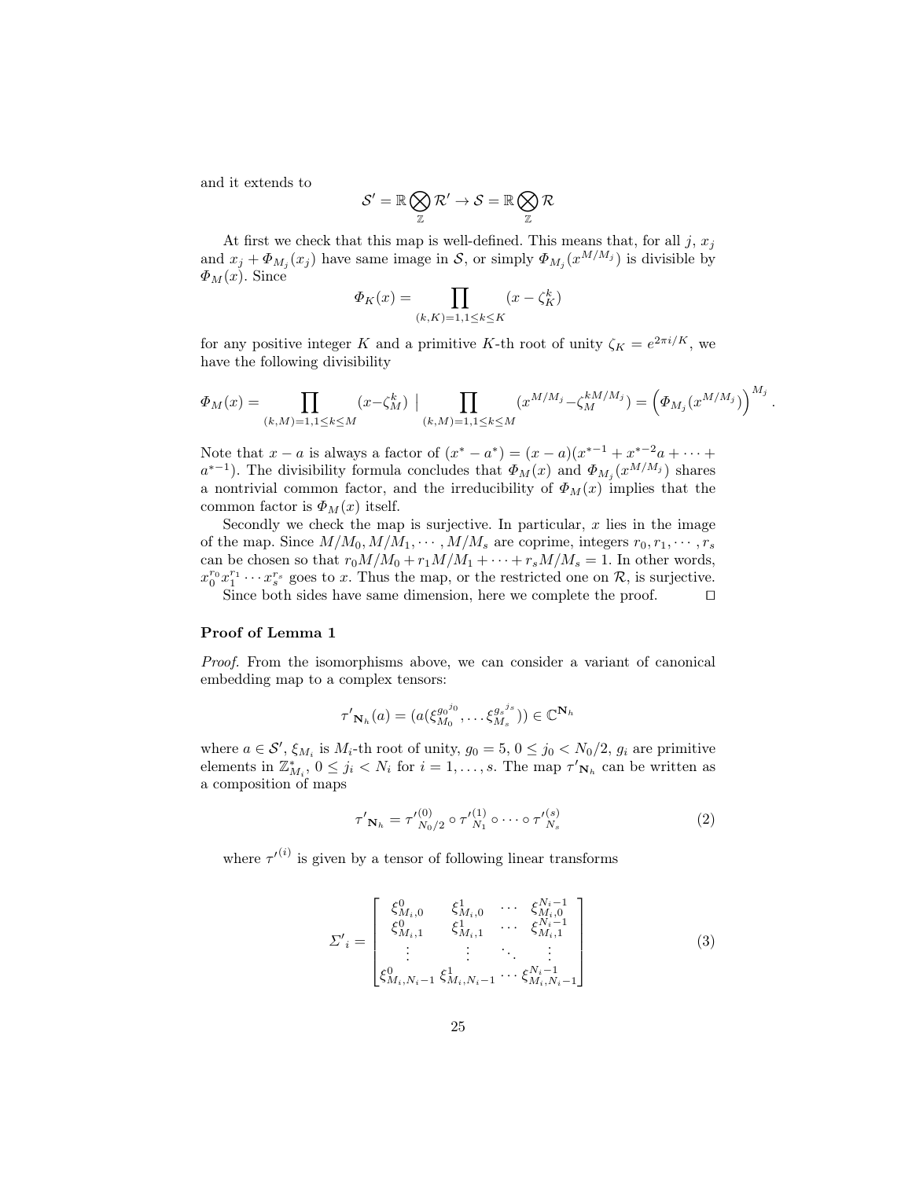and it extends to

$$\mathcal{S}' = \mathbb{R} \bigotimes_{\mathbb{Z}} \mathcal{R}' \to \mathcal{S} = \mathbb{R} \bigotimes_{\mathbb{Z}} \mathcal{R}$$

At first we check that this map is well-defined. This means that, for all $j$, $x_j$ and $x_j + \Phi_{M_j}(x_j)$ have same image in $\mathcal{S}$, or simply $\Phi_{M_j}(x^{M/M_j})$ is divisible by $\Phi_M(x)$. Since

$$\Phi_K(x) = \prod_{(k,K)=1, 1 \le k \le K} (x - \zeta_K^k)$$

for any positive integer $K$ and a primitive $K$-th root of unity $\zeta_K = e^{2\pi i/K}$, we have the following divisibility

$$\Phi_M(x) = \prod_{(k,M)=1, 1 \le k \le M} (x - \zeta_M^k) \mid \prod_{(k,M)=1, 1 \le k \le M} (x^{M/M_j} - \zeta_M^{kM/M_j}) = \left(\Phi_{M_j}(x^{M/M_j})\right)^{M_j}.$$

Note that $x - a$ is always a factor of $(x^* - a^*) = (x-a)(x^{*-1} + x^{*-2}a + \cdots + a^{*-1})$. The divisibility formula concludes that $\Phi_M(x)$ and $\Phi_{M_j}(x^{M/M_j})$ shares a nontrivial common factor, and the irreducibility of $\Phi_M(x)$ implies that the common factor is $\Phi_M(x)$ itself.

Secondly we check the map is surjective. In particular, $x$ lies in the image of the map. Since $M/M_0, M/M_1, \cdots, M/M_s$ are coprime, integers $r_0, r_1, \cdots, r_s$ can be chosen so that $r_0 M/M_0 + r_1 M/M_1 + \cdots + r_s M/M_s = 1$. In other words, $x_0^{r_0} x_1^{r_1} \cdots x_s^{r_s}$ goes to $x$. Thus the map, or the restricted one on $\mathcal{R}$, is surjective.

Since both sides have same dimension, here we complete the proof. $\square$

**Proof of Lemma 1**

*Proof.* From the isomorphisms above, we can consider a variant of canonical embedding map to a complex tensors:

$$\tau'_{\mathbf{N}_h}(a) = (a(\xi_{M_0}^{g_0^{j_0}}, \ldots \xi_{M_s}^{g_s^{j_s}})) \in \mathbb{C}^{\mathbf{N}_h}$$

where $a \in \mathcal{S}'$, $\xi_{M_i}$ is $M_i$-th root of unity, $g_0 = 5$, $0 \le j_0 < N_0/2$, $g_i$ are primitive elements in $\mathbb{Z}_{M_i}^*$, $0 \le j_i < N_i$ for $i = 1, \ldots, s$. The map $\tau'_{\mathbf{N}_h}$ can be written as a composition of maps

$$\tau'_{\mathbf{N}_h} = \tau'^{(0)}_{N_0/2} \circ \tau'^{(1)}_{N_1} \circ \cdots \circ \tau'^{(s)}_{N_s} \tag{2}$$

where $\tau'^{(i)}$ is given by a tensor of following linear transforms

$$\Sigma'_i = \begin{bmatrix} \xi_{M_i,0}^0 & \xi_{M_i,0}^1 & \cdots & \xi_{M_i,0}^{N_i-1} \\ \xi_{M_i,1}^0 & \xi_{M_i,1}^1 & \cdots & \xi_{M_i,1}^{N_i-1} \\ \vdots & \vdots & \ddots & \vdots \\ \xi_{M_i,N_i-1}^0 & \xi_{M_i,N_i-1}^1 & \cdots & \xi_{M_i,N_i-1}^{N_i-1} \end{bmatrix} \tag{3}$$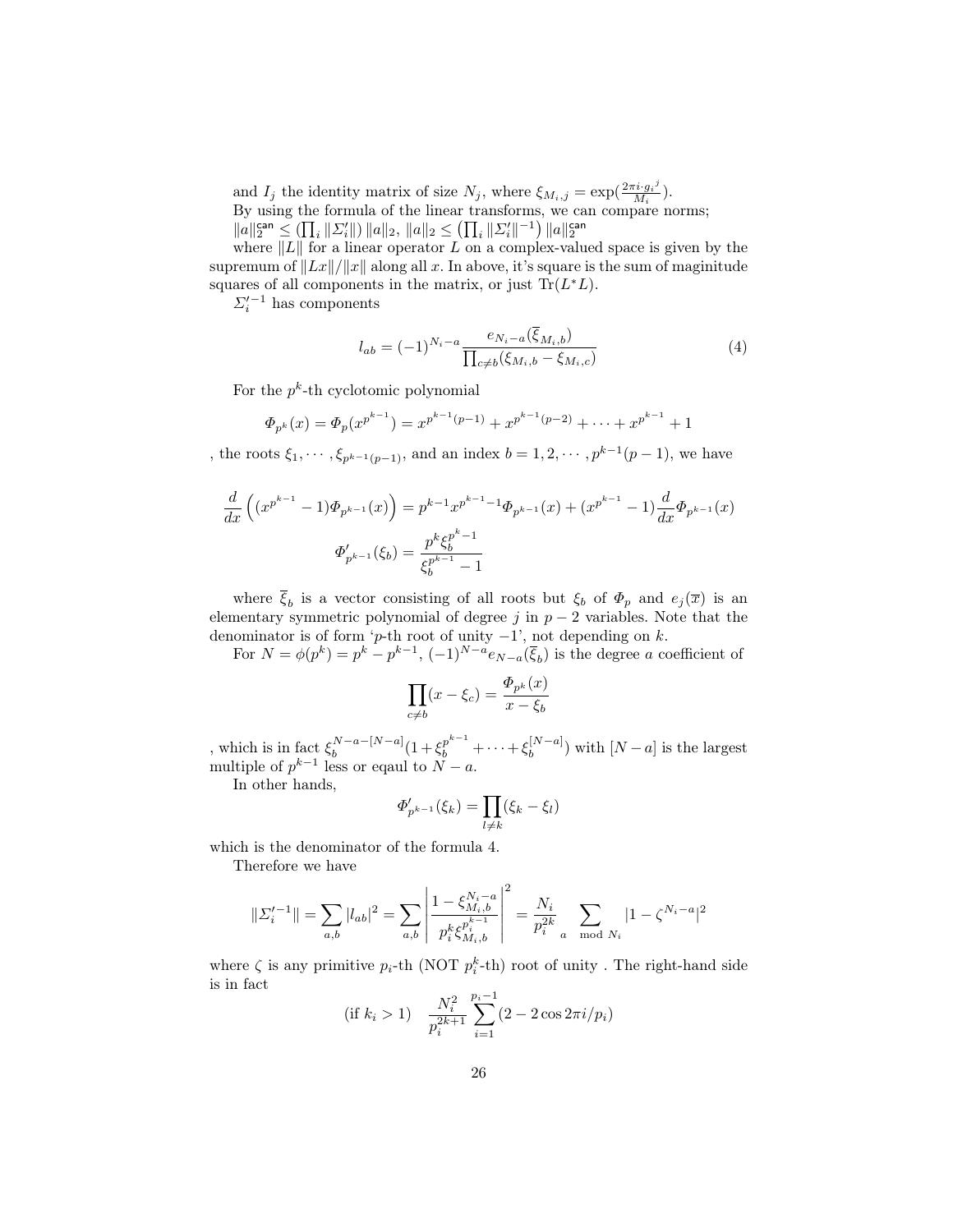and $I_j$ the identity matrix of size $N_j$, where $\xi_{M_i,j} = \exp(\frac{2\pi i \cdot g_i{}^j}{M_i})$.

By using the formula of the linear transforms, we can compare norms; $\|a\|_2^{\mathsf{can}} \leq (\prod_i \|\Sigma_i'\|) \|a\|_2$, $\|a\|_2 \leq (\prod_i \|\Sigma_i'\|^{-1}) \|a\|_2^{\mathsf{can}}$

where $\|L\|$ for a linear operator $L$ on a complex-valued space is given by the supremum of $\|Lx\|/\|x\|$ along all $x$. In above, it's square is the sum of maginitude squares of all components in the matrix, or just $\mathrm{Tr}(L^*L)$.

$\Sigma_i'^{-1}$ has components

$$l_{ab} = (-1)^{N_i - a} \frac{e_{N_i - a}(\overline{\xi}_{M_i,b})}{\prod_{c \neq b} (\xi_{M_i,b} - \xi_{M_i,c})} \tag{4}$$

For the $p^k$-th cyclotomic polynomial

$$\Phi_{p^k}(x) = \Phi_p(x^{p^{k-1}}) = x^{p^{k-1}(p-1)} + x^{p^{k-1}(p-2)} + \cdots + x^{p^{k-1}} + 1$$

, the roots $\xi_1, \cdots, \xi_{p^{k-1}(p-1)}$, and an index $b = 1, 2, \cdots, p^{k-1}(p-1)$, we have

$$\frac{d}{dx}\left((x^{p^{k-1}} - 1)\Phi_{p^{k-1}}(x)\right) = p^{k-1}x^{p^{k-1}-1}\Phi_{p^{k-1}}(x) + (x^{p^{k-1}} - 1)\frac{d}{dx}\Phi_{p^{k-1}}(x)$$

$$\Phi'_{p^{k-1}}(\xi_b) = \frac{p^k \xi_b^{p^k - 1}}{\xi_b^{p^{k-1}} - 1}$$

where $\overline{\xi}_b$ is a vector consisting of all roots but $\xi_b$ of $\Phi_p$ and $e_j(\overline{x})$ is an elementary symmetric polynomial of degree $j$ in $p-2$ variables. Note that the denominator is of form '$p$-th root of unity $-1$', not depending on $k$.

For $N = \phi(p^k) = p^k - p^{k-1}$, $(-1)^{N-a} e_{N-a}(\overline{\xi}_b)$ is the degree $a$ coefficient of

$$\prod_{c \neq b} (x - \xi_c) = \frac{\Phi_{p^k}(x)}{x - \xi_b}$$

, which is in fact $\xi_b^{N-a-[N-a]}(1 + \xi_b^{p^{k-1}} + \cdots + \xi_b^{[N-a]})$ with $[N-a]$ is the largest multiple of $p^{k-1}$ less or eqaul to $N-a$.

In other hands,

$$\Phi'_{p^{k-1}}(\xi_k) = \prod_{l \neq k} (\xi_k - \xi_l)$$

which is the denominator of the formula 4.

Therefore we have

$$\|\Sigma_i'^{-1}\| = \sum_{a,b} |l_{ab}|^2 = \sum_{a,b} \left| \frac{1 - \xi_{M_i,b}^{N_i - a}}{p_i^k \xi_{M_i,b}^{p_i^{k-1}}} \right|^2 = \frac{N_i}{p_i^{2k}} \sum_{a \mod N_i} |1 - \zeta^{N_i - a}|^2$$

where $\zeta$ is any primitive $p_i$-th (NOT $p_i^k$-th) root of unity . The right-hand side is in fact

$$(\text{if } k_i > 1) \quad \frac{N_i^2}{p_i^{2k+1}} \sum_{i=1}^{p_i - 1} (2 - 2\cos 2\pi i/p_i)$$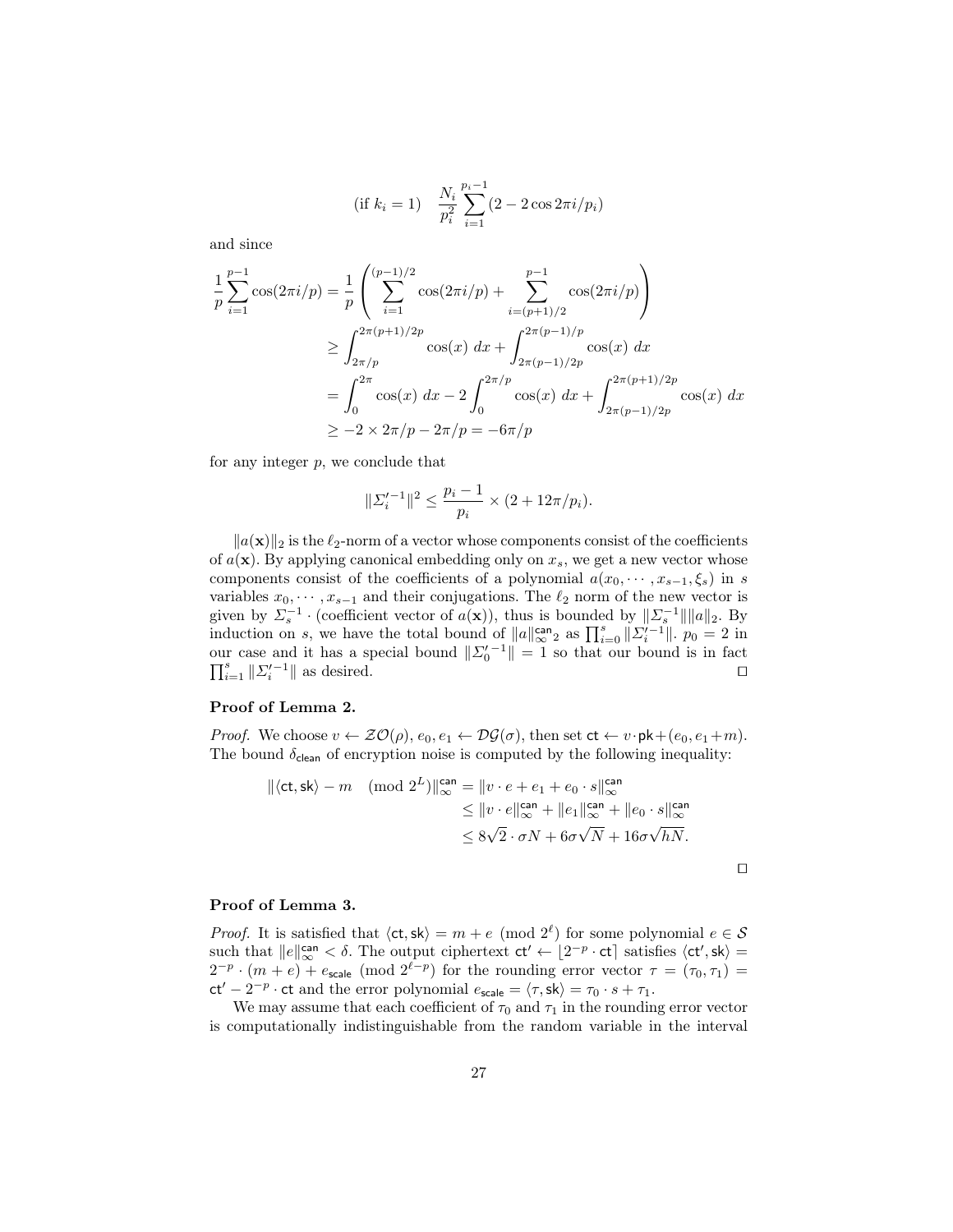$$\text{(if } k_i = 1) \quad \frac{N_i}{p_i^2} \sum_{i=1}^{p_i - 1} (2 - 2\cos 2\pi i/p_i)$$

and since

$$\begin{aligned}
\frac{1}{p}\sum_{i=1}^{p-1} \cos(2\pi i/p) &= \frac{1}{p}\left(\sum_{i=1}^{(p-1)/2} \cos(2\pi i/p) + \sum_{i=(p+1)/2}^{p-1} \cos(2\pi i/p)\right) \\
&\geq \int_{2\pi/p}^{2\pi(p+1)/2p} \cos(x)\ dx + \int_{2\pi(p-1)/2p}^{2\pi(p-1)/p} \cos(x)\ dx \\
&= \int_{0}^{2\pi} \cos(x)\ dx - 2\int_{0}^{2\pi/p} \cos(x)\ dx + \int_{2\pi(p-1)/2p}^{2\pi(p+1)/2p} \cos(x)\ dx \\
&\geq -2 \times 2\pi/p - 2\pi/p = -6\pi/p
\end{aligned}$$

for any integer $p$, we conclude that

$$\|\Sigma_i'^{-1}\|^2 \leq \frac{p_i - 1}{p_i} \times (2 + 12\pi/p_i).$$

$\|a(\mathbf{x})\|_2$ is the $\ell_2$-norm of a vector whose components consist of the coefficients of $a(\mathbf{x})$. By applying canonical embedding only on $x_s$, we get a new vector whose components consist of the coefficients of a polynomial $a(x_0, \cdots, x_{s-1}, \xi_s)$ in $s$ variables $x_0, \cdots, x_{s-1}$ and their conjugations. The $\ell_2$ norm of the new vector is given by $\Sigma_s^{-1} \cdot$ (coefficient vector of $a(\mathbf{x})$), thus is bounded by $\|\Sigma_s^{-1}\|\|a\|_2$. By induction on $s$, we have the total bound of $\|a\|_\infty^{\mathsf{can}}{}_2$ as $\prod_{i=0}^{s} \|\Sigma_i'^{-1}\|$. $p_0 = 2$ in our case and it has a special bound $\|\Sigma_0'^{-1}\| = 1$ so that our bound is in fact $\prod_{i=1}^{s} \|\Sigma_i'^{-1}\|$ as desired. ◻

**Proof of Lemma 2.**

*Proof.* We choose $v \leftarrow \mathcal{ZO}(\rho)$, $e_0, e_1 \leftarrow \mathcal{DG}(\sigma)$, then set $\mathsf{ct} \leftarrow v \cdot \mathsf{pk} + (e_0, e_1 + m)$. The bound $\delta_{\mathsf{clean}}$ of encryption noise is computed by the following inequality:

$$\begin{aligned}
\|\langle \mathsf{ct}, \mathsf{sk}\rangle - m \pmod{2^L}\|_\infty^{\mathsf{can}} &= \|v \cdot e + e_1 + e_0 \cdot s\|_\infty^{\mathsf{can}} \\
&\leq \|v \cdot e\|_\infty^{\mathsf{can}} + \|e_1\|_\infty^{\mathsf{can}} + \|e_0 \cdot s\|_\infty^{\mathsf{can}} \\
&\leq 8\sqrt{2} \cdot \sigma N + 6\sigma\sqrt{N} + 16\sigma\sqrt{hN}.
\end{aligned}$$

◻

**Proof of Lemma 3.**

*Proof.* It is satisfied that $\langle \mathsf{ct}, \mathsf{sk}\rangle = m + e \pmod{2^\ell}$ for some polynomial $e \in \mathcal{S}$ such that $\|e\|_\infty^{\mathsf{can}} < \delta$. The output ciphertext $\mathsf{ct}' \leftarrow \lfloor 2^{-p} \cdot \mathsf{ct} \rceil$ satisfies $\langle \mathsf{ct}', \mathsf{sk}\rangle = 2^{-p} \cdot (m + e) + e_{\mathsf{scale}} \pmod{2^{\ell - p}}$ for the rounding error vector $\tau = (\tau_0, \tau_1) = \mathsf{ct}' - 2^{-p} \cdot \mathsf{ct}$ and the error polynomial $e_{\mathsf{scale}} = \langle \tau, \mathsf{sk}\rangle = \tau_0 \cdot s + \tau_1$.

We may assume that each coefficient of $\tau_0$ and $\tau_1$ in the rounding error vector is computationally indistinguishable from the random variable in the interval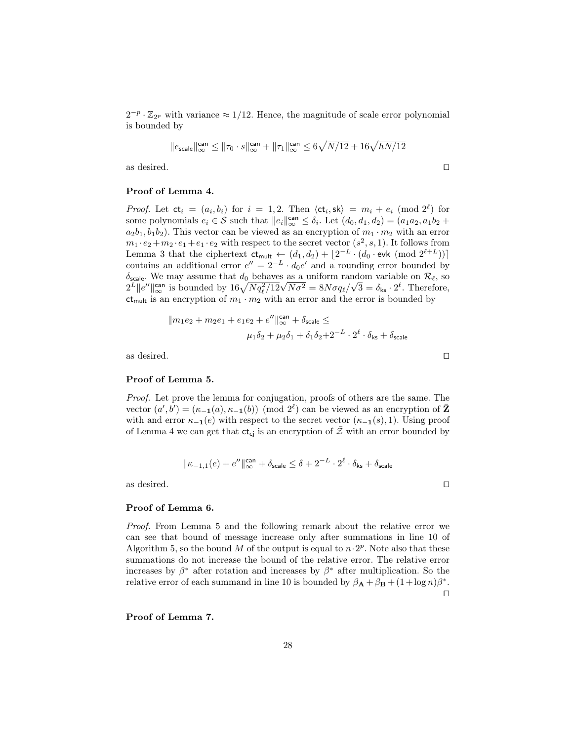$2^{-p} \cdot \mathbb{Z}_{2^p}$ with variance $\approx 1/12$. Hence, the magnitude of scale error polynomial is bounded by

$$\|e_{\mathsf{scale}}\|_\infty^{\mathsf{can}} \leq \|\tau_0 \cdot s\|_\infty^{\mathsf{can}} + \|\tau_1\|_\infty^{\mathsf{can}} \leq 6\sqrt{N/12} + 16\sqrt{hN/12}$$

as desired. □

**Proof of Lemma 4.**

*Proof.* Let $\mathsf{ct}_i = (a_i, b_i)$ for $i = 1, 2$. Then $\langle \mathsf{ct}_i, \mathsf{sk} \rangle = m_i + e_i \pmod{2^\ell}$ for some polynomials $e_i \in \mathcal{S}$ such that $\|e_i\|_\infty^{\mathsf{can}} \leq \delta_i$. Let $(d_0, d_1, d_2) = (a_1 a_2, a_1 b_2 + a_2 b_1, b_1 b_2)$. This vector can be viewed as an encryption of $m_1 \cdot m_2$ with an error $m_1 \cdot e_2 + m_2 \cdot e_1 + e_1 \cdot e_2$ with respect to the secret vector $(s^2, s, 1)$. It follows from Lemma 3 that the ciphertext $\mathsf{ct}_{\mathsf{mult}} \leftarrow (d_1, d_2) + \lfloor 2^{-L} \cdot (d_0 \cdot \mathsf{evk} \pmod{2^{\ell+L}}) \rceil$ contains an additional error $e'' = 2^{-L} \cdot d_0 e'$ and a rounding error bounded by $\delta_{\mathsf{scale}}$. We may assume that $d_0$ behaves as a uniform random variable on $\mathcal{R}_\ell$, so $2^L \|e''\|_\infty^{\mathsf{can}}$ is bounded by $16\sqrt{N q_\ell^2/12}\sqrt{N\sigma^2} = 8N\sigma q_\ell/\sqrt{3} = \delta_{\mathsf{ks}} \cdot 2^\ell$. Therefore, $\mathsf{ct}_{\mathsf{mult}}$ is an encryption of $m_1 \cdot m_2$ with an error and the error is bounded by

$$\|m_1 e_2 + m_2 e_1 + e_1 e_2 + e''\|_\infty^{\mathsf{can}} + \delta_{\mathsf{scale}} \leq \mu_1 \delta_2 + \mu_2 \delta_1 + \delta_1 \delta_2 + 2^{-L} \cdot 2^\ell \cdot \delta_{\mathsf{ks}} + \delta_{\mathsf{scale}}$$

as desired. □

**Proof of Lemma 5.**

*Proof.* Let prove the lemma for conjugation, proofs of others are the same. The vector $(a', b') = (\kappa_{-\mathbf{1}}(a), \kappa_{-\mathbf{1}}(b)) \pmod{2^\ell}$ can be viewed as an encryption of $\bar{\mathbf{Z}}$ with and error $\kappa_{-\mathbf{1}}(e)$ with respect to the secret vector $(\kappa_{-\mathbf{1}}(s), 1)$. Using proof of Lemma 4 we can get that $\mathsf{ct}_{\mathsf{cj}}$ is an encryption of $\bar{\mathcal{Z}}$ with an error bounded by

$$\|\kappa_{-1,1}(e) + e''\|_\infty^{\mathsf{can}} + \delta_{\mathsf{scale}} \leq \delta + 2^{-L} \cdot 2^\ell \cdot \delta_{\mathsf{ks}} + \delta_{\mathsf{scale}}$$

as desired. □

**Proof of Lemma 6.**

*Proof.* From Lemma 5 and the following remark about the relative error we can see that bound of message increase only after summations in line 10 of Algorithm 5, so the bound $M$ of the output is equal to $n \cdot 2^p$. Note also that these summations do not increase the bound of the relative error. The relative error increases by $\beta^*$ after rotation and increases by $\beta^*$ after multiplication. So the relative error of each summand in line 10 is bounded by $\beta_{\mathbf{A}} + \beta_{\mathbf{B}} + (1 + \log n)\beta^*$. □

**Proof of Lemma 7.**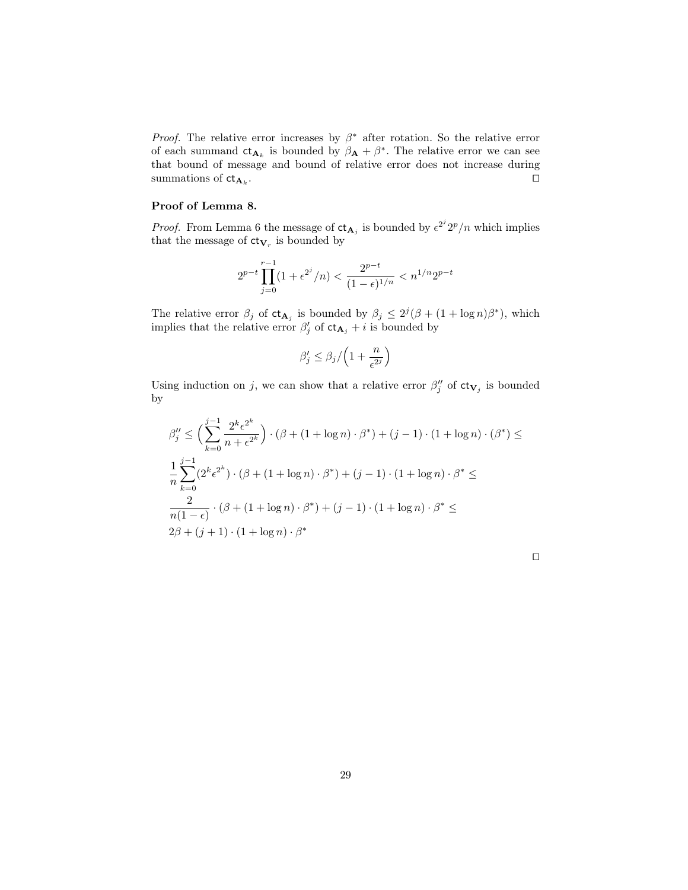*Proof.* The relative error increases by $\beta^*$ after rotation. So the relative error of each summand $\mathsf{ct}_{\mathbf{A}_k}$ is bounded by $\beta_{\mathbf{A}} + \beta^*$. The relative error we can see that bound of message and bound of relative error does not increase during summations of $\mathsf{ct}_{\mathbf{A}_k}$. □

**Proof of Lemma 8.**

*Proof.* From Lemma 6 the message of $\mathsf{ct}_{\mathbf{A}_j}$ is bounded by $\epsilon^{2^j} 2^p/n$ which implies that the message of $\mathsf{ct}_{\mathbf{V}_r}$ is bounded by

$$2^{p-t} \prod_{j=0}^{r-1} (1 + \epsilon^{2^j}/n) < \frac{2^{p-t}}{(1-\epsilon)^{1/n}} < n^{1/n} 2^{p-t}$$

The relative error $\beta_j$ of $\mathsf{ct}_{\mathbf{A}_j}$ is bounded by $\beta_j \le 2^j(\beta + (1 + \log n)\beta^*)$, which implies that the relative error $\beta'_j$ of $\mathsf{ct}_{\mathbf{A}_j} + i$ is bounded by

$$\beta'_j \le \beta_j / \Big(1 + \frac{n}{\epsilon^{2^j}}\Big)$$

Using induction on $j$, we can show that a relative error $\beta''_j$ of $\mathsf{ct}_{\mathbf{V}_j}$ is bounded by

$$\beta''_j \le \Big(\sum_{k=0}^{j-1} \frac{2^k \epsilon^{2^k}}{n + \epsilon^{2^k}}\Big) \cdot (\beta + (1 + \log n) \cdot \beta^*) + (j-1) \cdot (1 + \log n) \cdot (\beta^*) \le$$

$$\frac{1}{n} \sum_{k=0}^{j-1} (2^k \epsilon^{2^k}) \cdot (\beta + (1 + \log n) \cdot \beta^*) + (j-1) \cdot (1 + \log n) \cdot \beta^* \le$$

$$\frac{2}{n(1-\epsilon)} \cdot (\beta + (1 + \log n) \cdot \beta^*) + (j-1) \cdot (1 + \log n) \cdot \beta^* \le$$

$$2\beta + (j+1) \cdot (1 + \log n) \cdot \beta^*$$

□